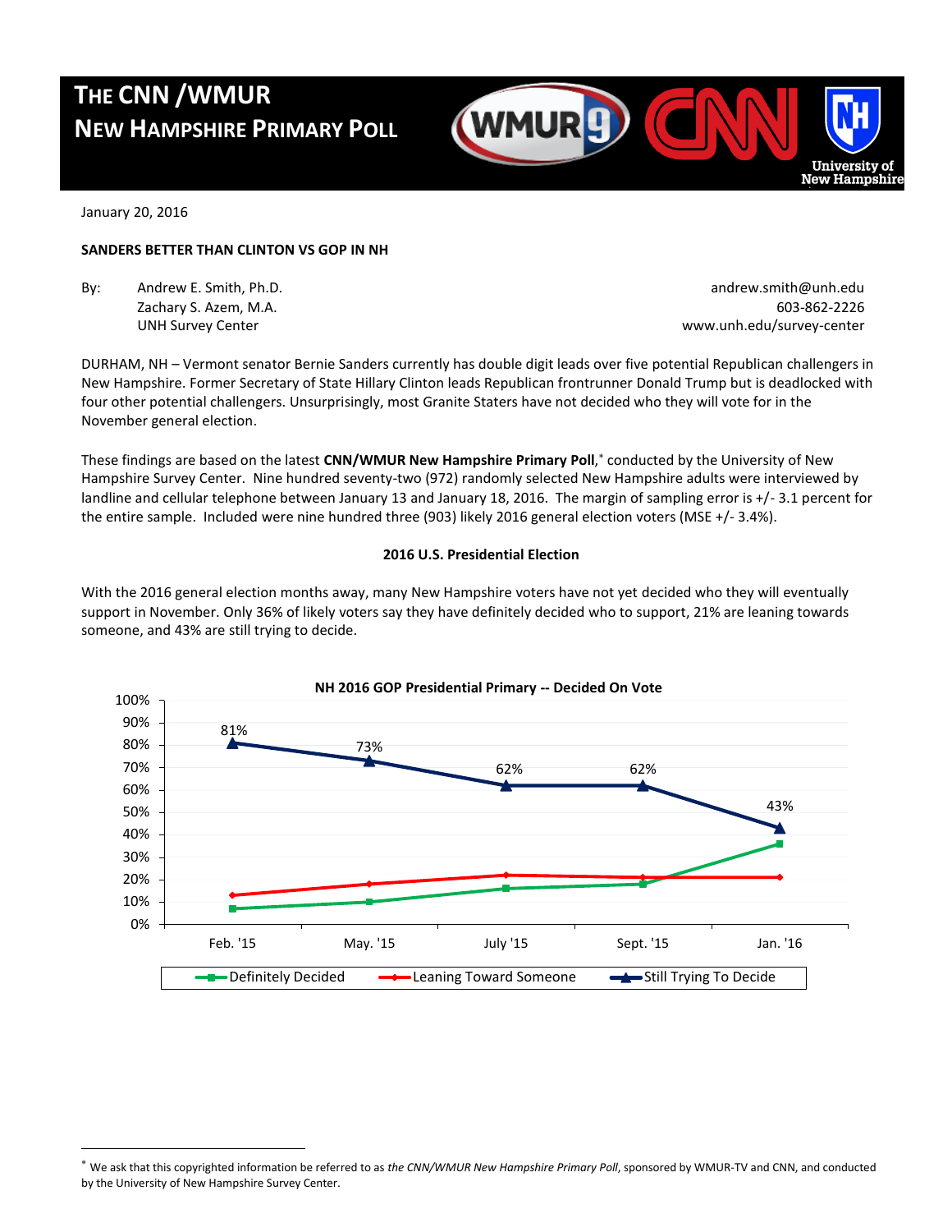# THE CNN /WMUR NEW HAMPSHIRE PRIMARY POLL

January 20, 2016

**SANDERS BETTER THAN CLINTON VS GOP IN NH**

By: Andrew E. Smith, Ph.D. — andrew.smith@unh.edu
Zachary S. Azem, M.A. — 603-862-2226
UNH Survey Center — www.unh.edu/survey-center

DURHAM, NH – Vermont senator Bernie Sanders currently has double digit leads over five potential Republican challengers in New Hampshire. Former Secretary of State Hillary Clinton leads Republican frontrunner Donald Trump but is deadlocked with four other potential challengers. Unsurprisingly, most Granite Staters have not decided who they will vote for in the November general election.

These findings are based on the latest **CNN/WMUR New Hampshire Primary Poll**,[*] conducted by the University of New Hampshire Survey Center. Nine hundred seventy-two (972) randomly selected New Hampshire adults were interviewed by landline and cellular telephone between January 13 and January 18, 2016. The margin of sampling error is +/- 3.1 percent for the entire sample. Included were nine hundred three (903) likely 2016 general election voters (MSE +/- 3.4%).

**2016 U.S. Presidential Election**

With the 2016 general election months away, many New Hampshire voters have not yet decided who they will eventually support in November. Only 36% of likely voters say they have definitely decided who to support, 21% are leaning towards someone, and 43% are still trying to decide.

**NH 2016 GOP Presidential Primary -- Decided On Vote**

| | Feb. '15 | May. '15 | July '15 | Sept. '15 | Jan. '16 |
|---|---|---|---|---|---|
| Still Trying To Decide | 81% | 73% | 62% | 62% | 43% |

---

[*] We ask that this copyrighted information be referred to as *the CNN/WMUR New Hampshire Primary Poll*, sponsored by WMUR-TV and CNN, and conducted by the University of New Hampshire Survey Center.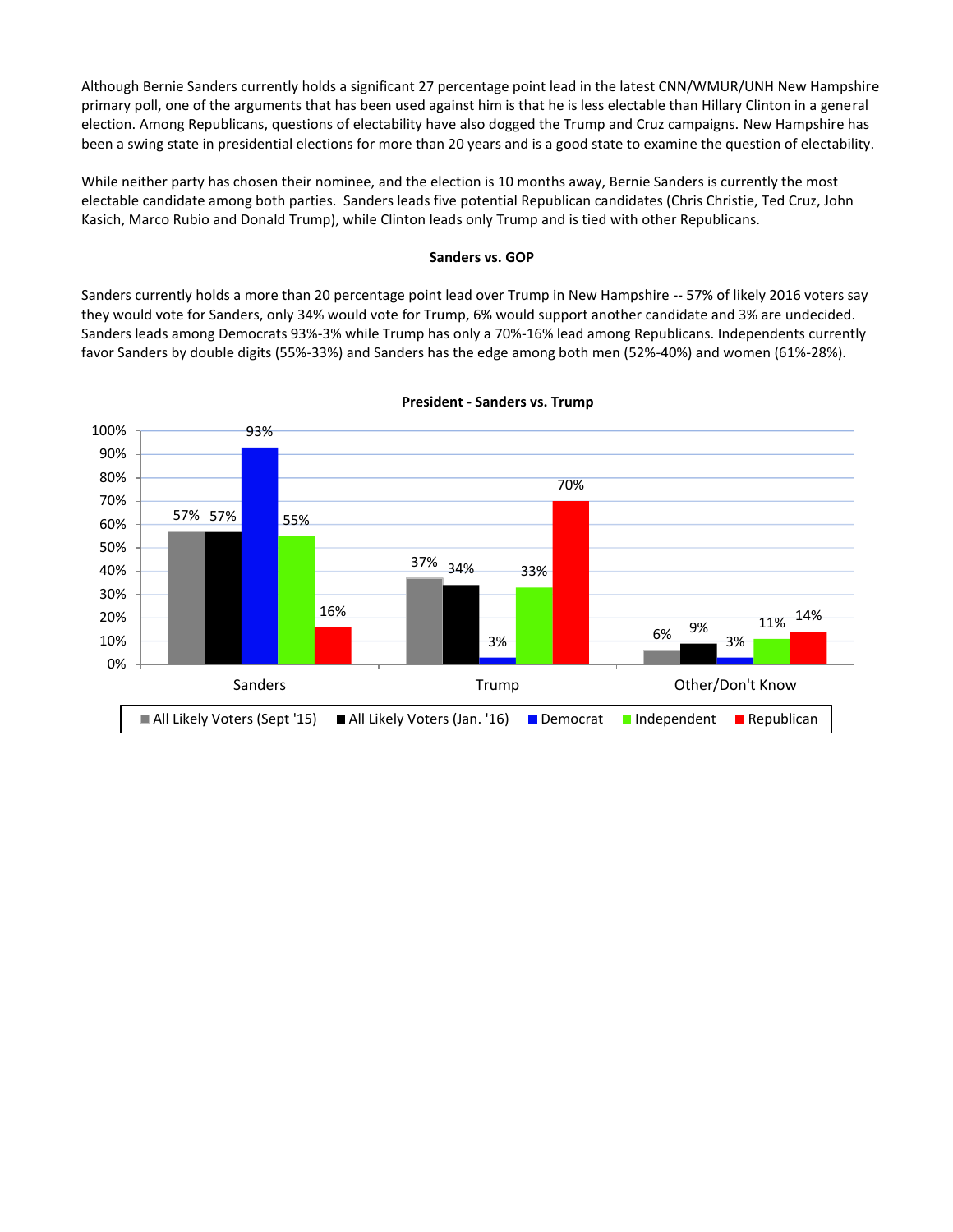Although Bernie Sanders currently holds a significant 27 percentage point lead in the latest CNN/WMUR/UNH New Hampshire primary poll, one of the arguments that has been used against him is that he is less electable than Hillary Clinton in a general election. Among Republicans, questions of electability have also dogged the Trump and Cruz campaigns. New Hampshire has been a swing state in presidential elections for more than 20 years and is a good state to examine the question of electability.

While neither party has chosen their nominee, and the election is 10 months away, Bernie Sanders is currently the most electable candidate among both parties. Sanders leads five potential Republican candidates (Chris Christie, Ted Cruz, John Kasich, Marco Rubio and Donald Trump), while Clinton leads only Trump and is tied with other Republicans.

**Sanders vs. GOP**

Sanders currently holds a more than 20 percentage point lead over Trump in New Hampshire -- 57% of likely 2016 voters say they would vote for Sanders, only 34% would vote for Trump, 6% would support another candidate and 3% are undecided. Sanders leads among Democrats 93%-3% while Trump has only a 70%-16% lead among Republicans. Independents currently favor Sanders by double digits (55%-33%) and Sanders has the edge among both men (52%-40%) and women (61%-28%).

**President - Sanders vs. Trump**

| | All Likely Voters (Sept '15) | All Likely Voters (Jan. '16) | Democrat | Independent | Republican |
|---|---|---|---|---|---|
| Sanders | 57% | 57% | 93% | 55% | 16% |
| Trump | 37% | 34% | 3% | 33% | 70% |
| Other/Don't Know | 6% | 9% | 3% | 11% | 14% |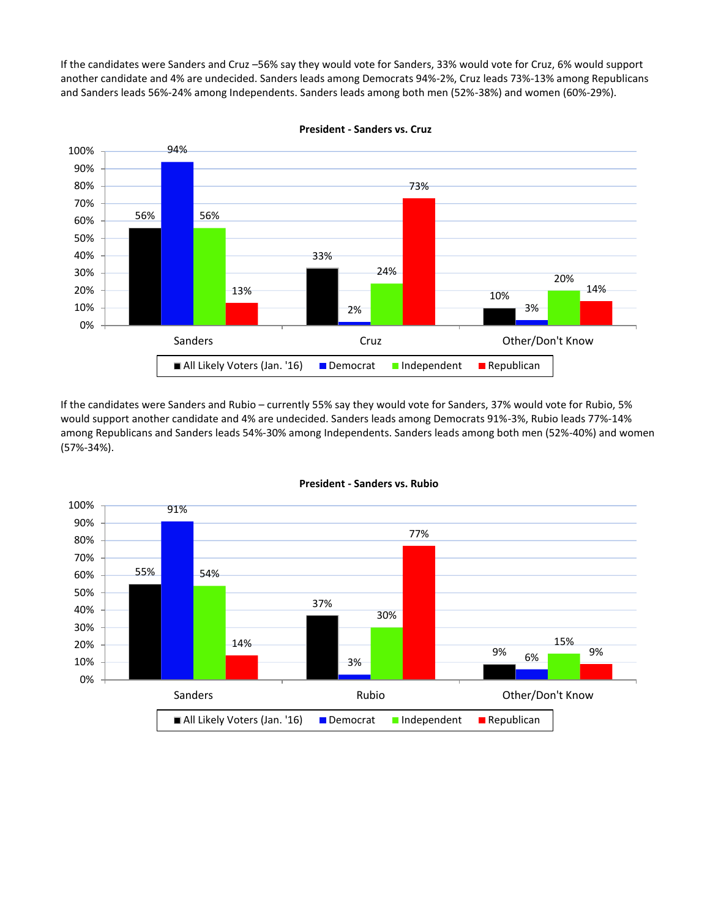If the candidates were Sanders and Cruz –56% say they would vote for Sanders, 33% would vote for Cruz, 6% would support another candidate and 4% are undecided. Sanders leads among Democrats 94%-2%, Cruz leads 73%-13% among Republicans and Sanders leads 56%-24% among Independents. Sanders leads among both men (52%-38%) and women (60%-29%).

**President - Sanders vs. Cruz**

| | All Likely Voters (Jan. '16) | Democrat | Independent | Republican |
|---|---|---|---|---|
| Sanders | 56% | 94% | 56% | 13% |
| Cruz | 33% | 2% | 24% | 73% |
| Other/Don't Know | 10% | 3% | 20% | 14% |

If the candidates were Sanders and Rubio – currently 55% say they would vote for Sanders, 37% would vote for Rubio, 5% would support another candidate and 4% are undecided. Sanders leads among Democrats 91%-3%, Rubio leads 77%-14% among Republicans and Sanders leads 54%-30% among Independents. Sanders leads among both men (52%-40%) and women (57%-34%).

**President - Sanders vs. Rubio**

| | All Likely Voters (Jan. '16) | Democrat | Independent | Republican |
|---|---|---|---|---|
| Sanders | 55% | 91% | 54% | 14% |
| Rubio | 37% | 3% | 30% | 77% |
| Other/Don't Know | 9% | 6% | 15% | 9% |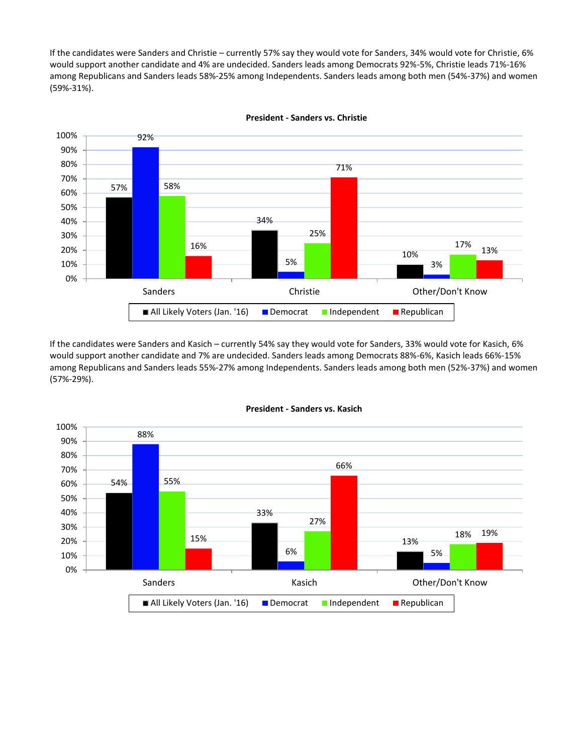If the candidates were Sanders and Christie – currently 57% say they would vote for Sanders, 34% would vote for Christie, 6% would support another candidate and 4% are undecided. Sanders leads among Democrats 92%-5%, Christie leads 71%-16% among Republicans and Sanders leads 58%-25% among Independents. Sanders leads among both men (54%-37%) and women (59%-31%).

**President - Sanders vs. Christie**

| | All Likely Voters (Jan. '16) | Democrat | Independent | Republican |
|---|---|---|---|---|
| Sanders | 57% | 92% | 58% | 16% |
| Christie | 34% | 5% | 25% | 71% |
| Other/Don't Know | 10% | 3% | 17% | 13% |

If the candidates were Sanders and Kasich – currently 54% say they would vote for Sanders, 33% would vote for Kasich, 6% would support another candidate and 7% are undecided. Sanders leads among Democrats 88%-6%, Kasich leads 66%-15% among Republicans and Sanders leads 55%-27% among Independents. Sanders leads among both men (52%-37%) and women (57%-29%).

**President - Sanders vs. Kasich**

| | All Likely Voters (Jan. '16) | Democrat | Independent | Republican |
|---|---|---|---|---|
| Sanders | 54% | 88% | 55% | 15% |
| Kasich | 33% | 6% | 27% | 66% |
| Other/Don't Know | 13% | 5% | 18% | 19% |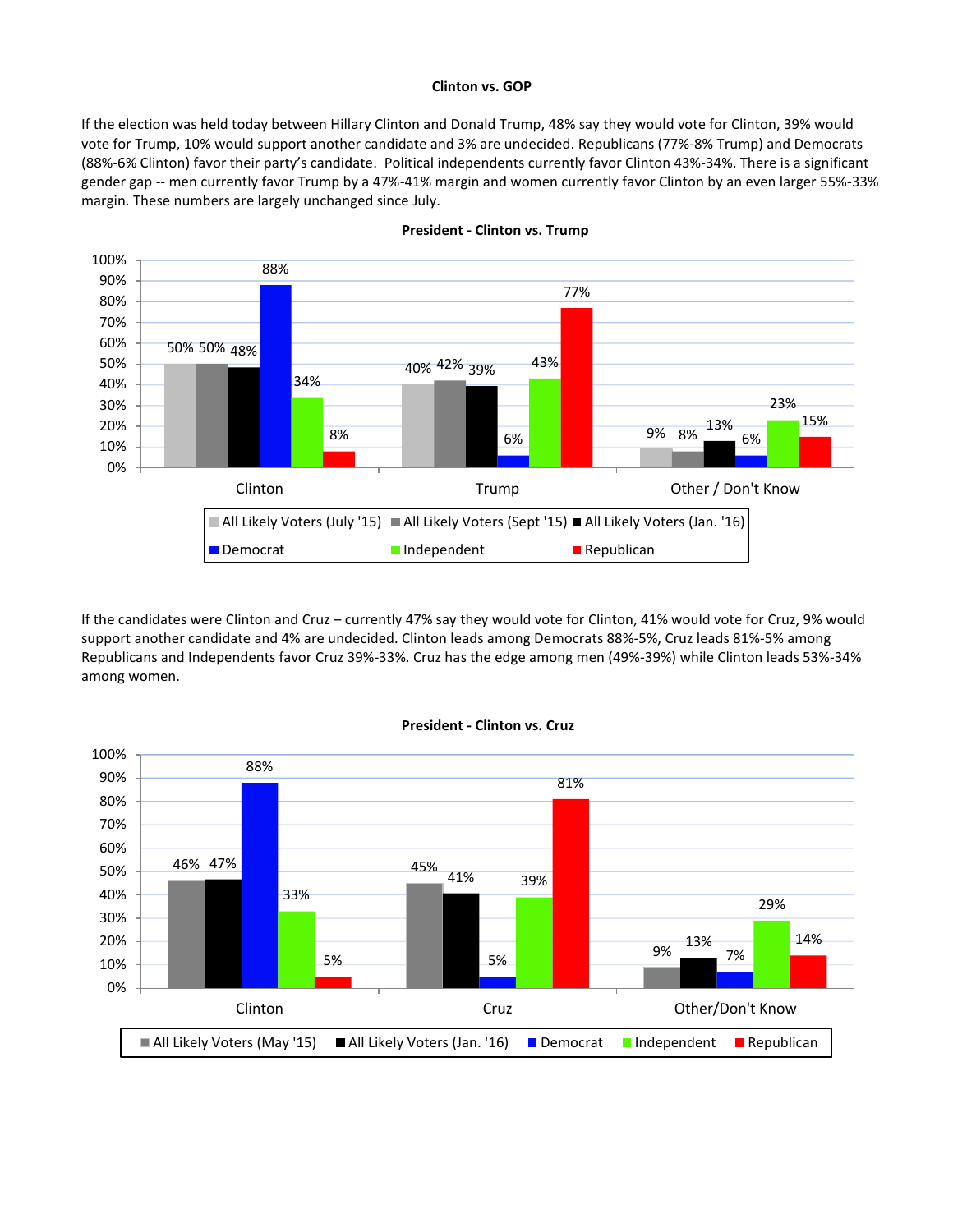**Clinton vs. GOP**

If the election was held today between Hillary Clinton and Donald Trump, 48% say they would vote for Clinton, 39% would vote for Trump, 10% would support another candidate and 3% are undecided. Republicans (77%-8% Trump) and Democrats (88%-6% Clinton) favor their party's candidate. Political independents currently favor Clinton 43%-34%. There is a significant gender gap -- men currently favor Trump by a 47%-41% margin and women currently favor Clinton by an even larger 55%-33% margin. These numbers are largely unchanged since July.

**President - Clinton vs. Trump**

| | All Likely Voters (July '15) | All Likely Voters (Sept '15) | All Likely Voters (Jan. '16) | Democrat | Independent | Republican |
|---|---|---|---|---|---|---|
| Clinton | 50% | 50% | 48% | 88% | 34% | 8% |
| Trump | 40% | 42% | 39% | 6% | 43% | 77% |
| Other / Don't Know | 9% | 8% | 13% | 6% | 23% | 15% |

If the candidates were Clinton and Cruz – currently 47% say they would vote for Clinton, 41% would vote for Cruz, 9% would support another candidate and 4% are undecided. Clinton leads among Democrats 88%-5%, Cruz leads 81%-5% among Republicans and Independents favor Cruz 39%-33%. Cruz has the edge among men (49%-39%) while Clinton leads 53%-34% among women.

**President - Clinton vs. Cruz**

| | All Likely Voters (May '15) | All Likely Voters (Jan. '16) | Democrat | Independent | Republican |
|---|---|---|---|---|---|
| Clinton | 46% | 47% | 88% | 33% | 5% |
| Cruz | 45% | 41% | 5% | 39% | 81% |
| Other/Don't Know | 9% | 13% | 7% | 29% | 14% |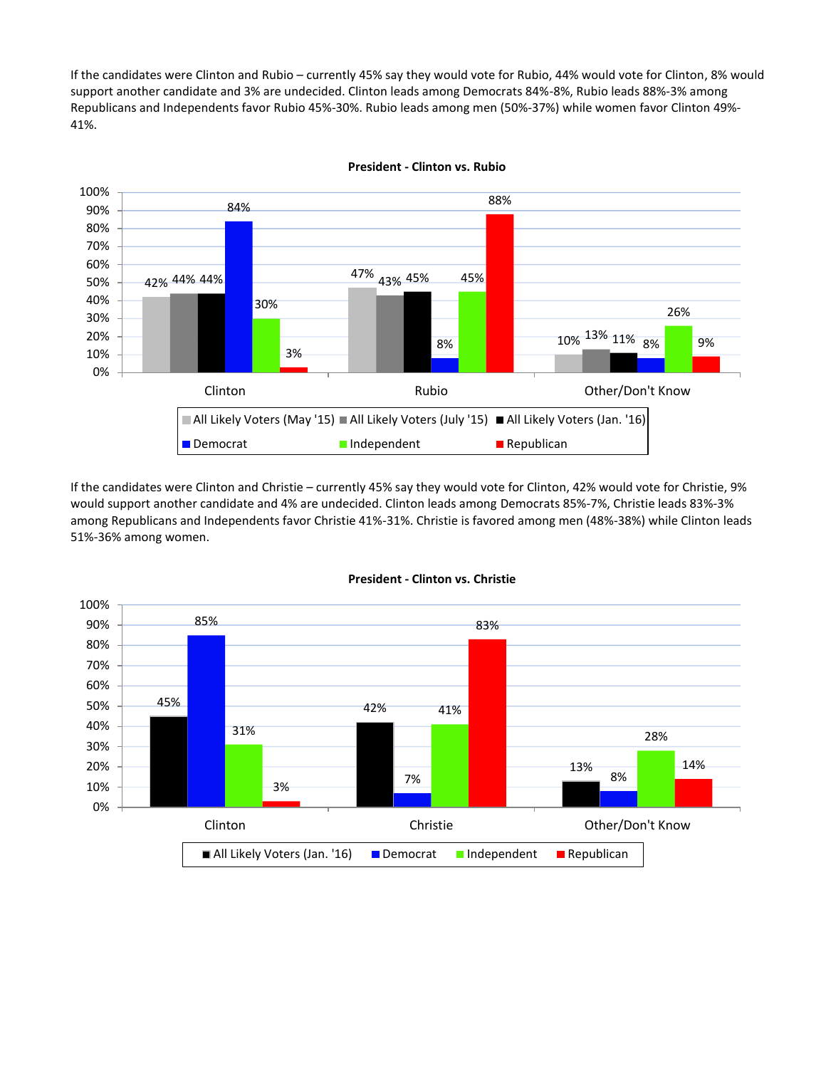If the candidates were Clinton and Rubio – currently 45% say they would vote for Rubio, 44% would vote for Clinton, 8% would support another candidate and 3% are undecided. Clinton leads among Democrats 84%-8%, Rubio leads 88%-3% among Republicans and Independents favor Rubio 45%-30%. Rubio leads among men (50%-37%) while women favor Clinton 49%-41%.

**President - Clinton vs. Rubio**

| | All Likely Voters (May '15) | All Likely Voters (July '15) | All Likely Voters (Jan. '16) | Democrat | Independent | Republican |
|---|---|---|---|---|---|---|
| Clinton | 42% | 44% | 44% | 84% | 30% | 3% |
| Rubio | 47% | 43% | 45% | 8% | 45% | 88% |
| Other/Don't Know | 10% | 13% | 11% | 8% | 26% | 9% |

If the candidates were Clinton and Christie – currently 45% say they would vote for Clinton, 42% would vote for Christie, 9% would support another candidate and 4% are undecided. Clinton leads among Democrats 85%-7%, Christie leads 83%-3% among Republicans and Independents favor Christie 41%-31%. Christie is favored among men (48%-38%) while Clinton leads 51%-36% among women.

**President - Clinton vs. Christie**

| | All Likely Voters (Jan. '16) | Democrat | Independent | Republican |
|---|---|---|---|---|
| Clinton | 45% | 85% | 31% | 3% |
| Christie | 42% | 7% | 41% | 83% |
| Other/Don't Know | 13% | 8% | 28% | 14% |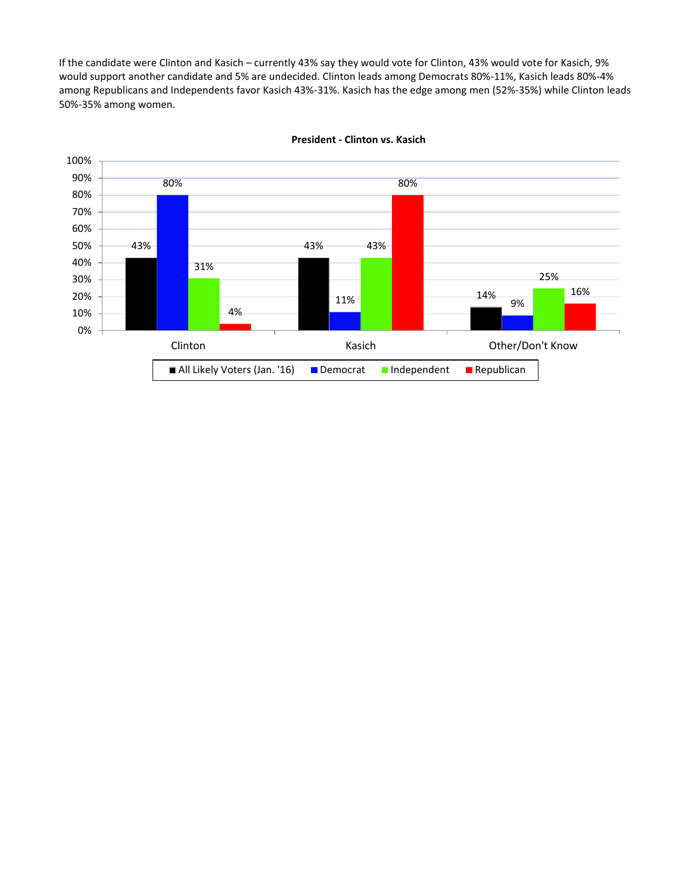If the candidate were Clinton and Kasich – currently 43% say they would vote for Clinton, 43% would vote for Kasich, 9% would support another candidate and 5% are undecided. Clinton leads among Democrats 80%-11%, Kasich leads 80%-4% among Republicans and Independents favor Kasich 43%-31%. Kasich has the edge among men (52%-35%) while Clinton leads 50%-35% among women.

**President - Clinton vs. Kasich**

| | All Likely Voters (Jan. '16) | Democrat | Independent | Republican |
|---|---|---|---|---|
| Clinton | 43% | 80% | 31% | 4% |
| Kasich | 43% | 11% | 43% | 80% |
| Other/Don't Know | 14% | 9% | 25% | 16% |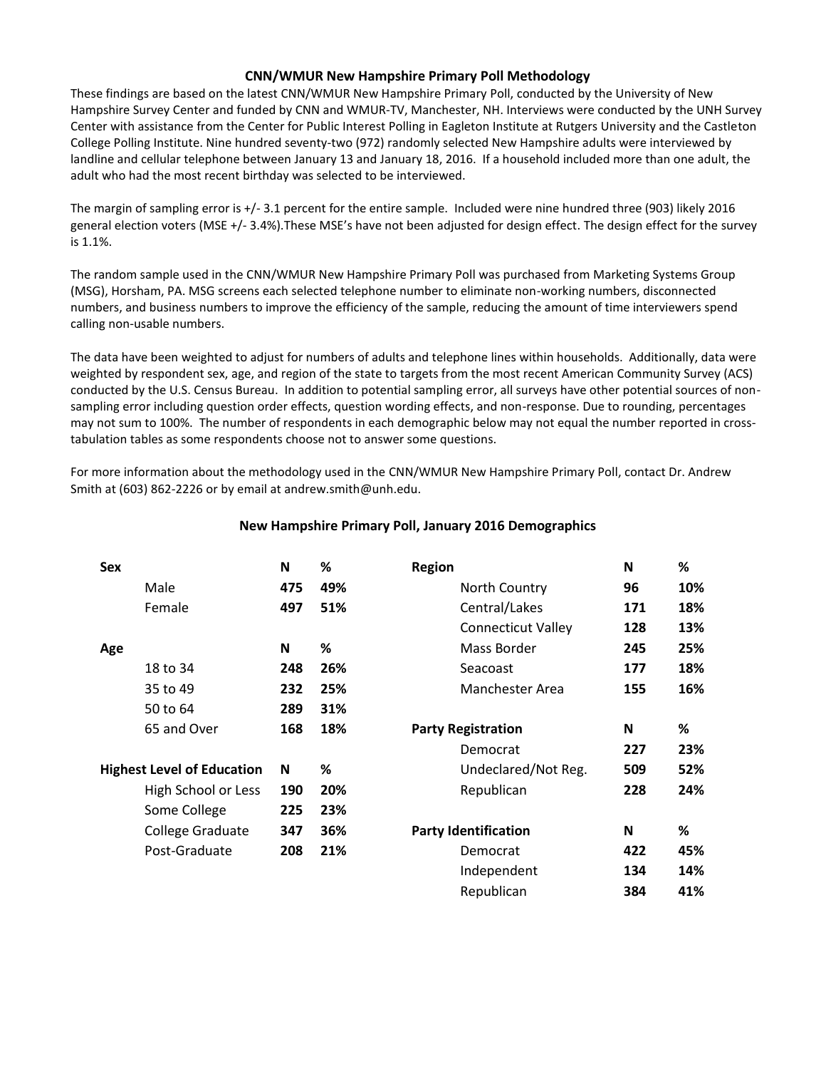# CNN/WMUR New Hampshire Primary Poll Methodology

These findings are based on the latest CNN/WMUR New Hampshire Primary Poll, conducted by the University of New Hampshire Survey Center and funded by CNN and WMUR-TV, Manchester, NH. Interviews were conducted by the UNH Survey Center with assistance from the Center for Public Interest Polling in Eagleton Institute at Rutgers University and the Castleton College Polling Institute. Nine hundred seventy-two (972) randomly selected New Hampshire adults were interviewed by landline and cellular telephone between January 13 and January 18, 2016. If a household included more than one adult, the adult who had the most recent birthday was selected to be interviewed.

The margin of sampling error is +/- 3.1 percent for the entire sample. Included were nine hundred three (903) likely 2016 general election voters (MSE +/- 3.4%).These MSE's have not been adjusted for design effect. The design effect for the survey is 1.1%.

The random sample used in the CNN/WMUR New Hampshire Primary Poll was purchased from Marketing Systems Group (MSG), Horsham, PA. MSG screens each selected telephone number to eliminate non-working numbers, disconnected numbers, and business numbers to improve the efficiency of the sample, reducing the amount of time interviewers spend calling non-usable numbers.

The data have been weighted to adjust for numbers of adults and telephone lines within households. Additionally, data were weighted by respondent sex, age, and region of the state to targets from the most recent American Community Survey (ACS) conducted by the U.S. Census Bureau. In addition to potential sampling error, all surveys have other potential sources of non-sampling error including question order effects, question wording effects, and non-response. Due to rounding, percentages may not sum to 100%. The number of respondents in each demographic below may not equal the number reported in cross-tabulation tables as some respondents choose not to answer some questions.

For more information about the methodology used in the CNN/WMUR New Hampshire Primary Poll, contact Dr. Andrew Smith at (603) 862-2226 or by email at andrew.smith@unh.edu.

## New Hampshire Primary Poll, January 2016 Demographics

| Sex | N | % |
|---|---|---|
| Male | 475 | 49% |
| Female | 497 | 51% |

| Age | N | % |
|---|---|---|
| 18 to 34 | 248 | 26% |
| 35 to 49 | 232 | 25% |
| 50 to 64 | 289 | 31% |
| 65 and Over | 168 | 18% |

| Highest Level of Education | N | % |
|---|---|---|
| High School or Less | 190 | 20% |
| Some College | 225 | 23% |
| College Graduate | 347 | 36% |
| Post-Graduate | 208 | 21% |

| Region | N | % |
|---|---|---|
| North Country | 96 | 10% |
| Central/Lakes | 171 | 18% |
| Connecticut Valley | 128 | 13% |
| Mass Border | 245 | 25% |
| Seacoast | 177 | 18% |
| Manchester Area | 155 | 16% |

| Party Registration | N | % |
|---|---|---|
| Democrat | 227 | 23% |
| Undeclared/Not Reg. | 509 | 52% |
| Republican | 228 | 24% |

| Party Identification | N | % |
|---|---|---|
| Democrat | 422 | 45% |
| Independent | 134 | 14% |
| Republican | 384 | 41% |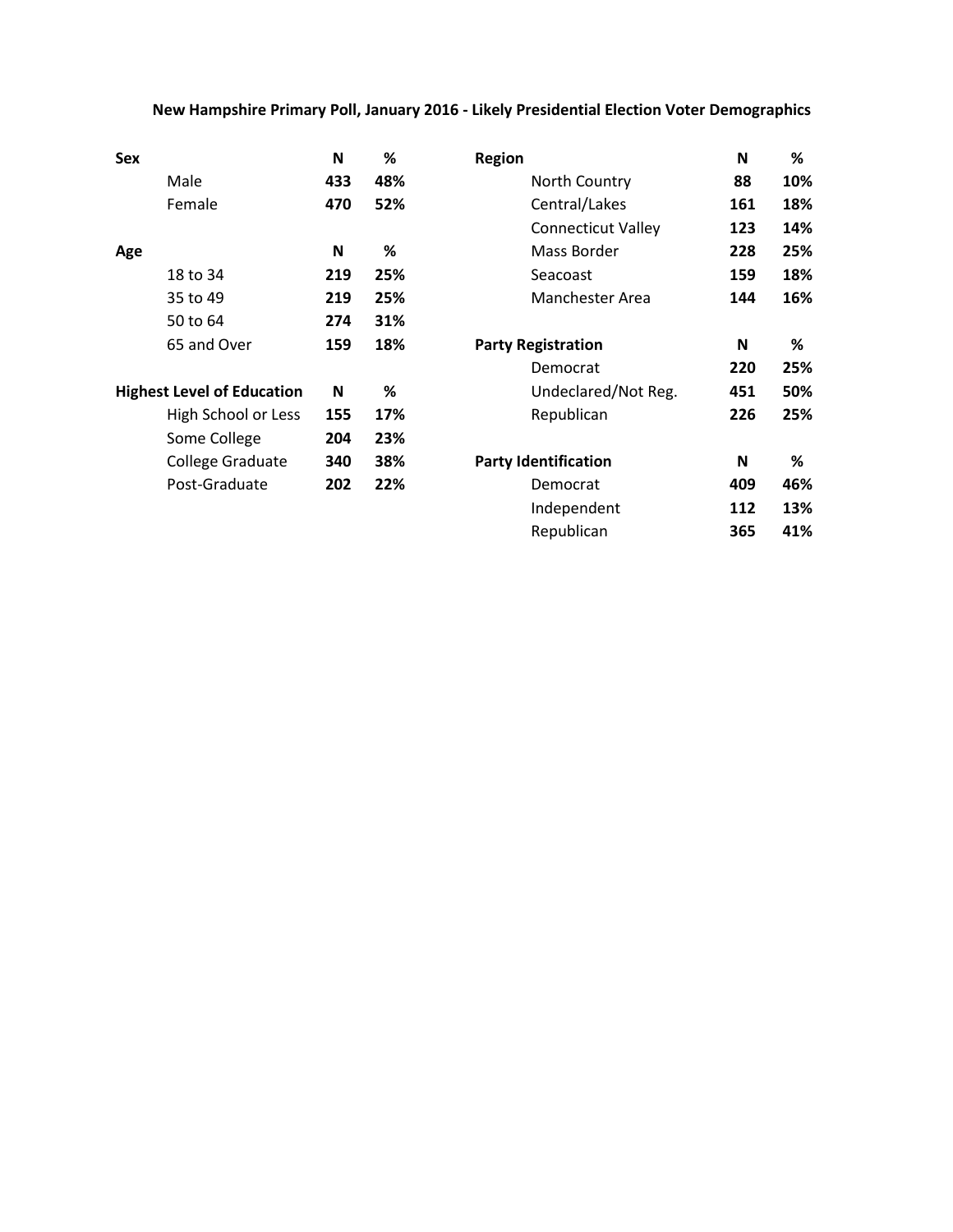## New Hampshire Primary Poll, January 2016 - Likely Presidential Election Voter Demographics

| Sex | N | % |
|---|---|---|
| Male | 433 | 48% |
| Female | 470 | 52% |

| Age | N | % |
|---|---|---|
| 18 to 34 | 219 | 25% |
| 35 to 49 | 219 | 25% |
| 50 to 64 | 274 | 31% |
| 65 and Over | 159 | 18% |

| Highest Level of Education | N | % |
|---|---|---|
| High School or Less | 155 | 17% |
| Some College | 204 | 23% |
| College Graduate | 340 | 38% |
| Post-Graduate | 202 | 22% |

| Region | N | % |
|---|---|---|
| North Country | 88 | 10% |
| Central/Lakes | 161 | 18% |
| Connecticut Valley | 123 | 14% |
| Mass Border | 228 | 25% |
| Seacoast | 159 | 18% |
| Manchester Area | 144 | 16% |

| Party Registration | N | % |
|---|---|---|
| Democrat | 220 | 25% |
| Undeclared/Not Reg. | 451 | 50% |
| Republican | 226 | 25% |

| Party Identification | N | % |
|---|---|---|
| Democrat | 409 | 46% |
| Independent | 112 | 13% |
| Republican | 365 | 41% |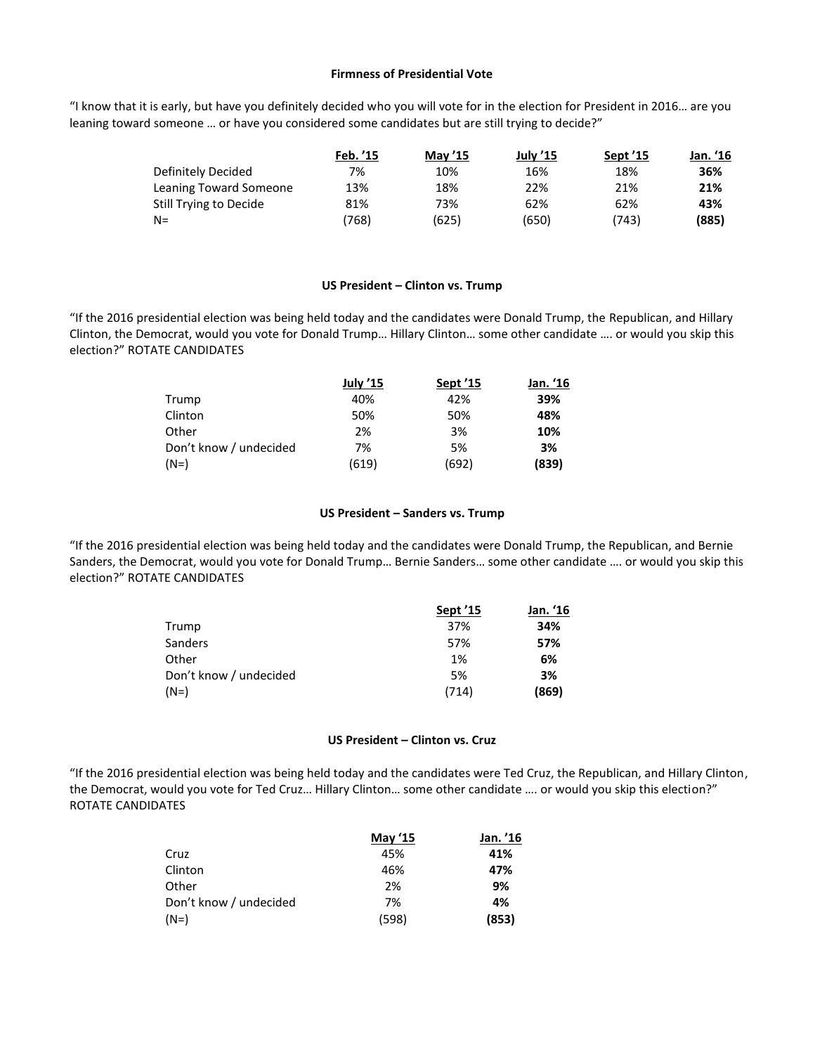**Firmness of Presidential Vote**

"I know that it is early, but have you definitely decided who you will vote for in the election for President in 2016… are you leaning toward someone … or have you considered some candidates but are still trying to decide?"

| | Feb. '15 | May '15 | July '15 | Sept '15 | Jan. '16 |
|---|---|---|---|---|---|
| Definitely Decided | 7% | 10% | 16% | 18% | **36%** |
| Leaning Toward Someone | 13% | 18% | 22% | 21% | **21%** |
| Still Trying to Decide | 81% | 73% | 62% | 62% | **43%** |
| N= | (768) | (625) | (650) | (743) | **(885)** |

**US President – Clinton vs. Trump**

"If the 2016 presidential election was being held today and the candidates were Donald Trump, the Republican, and Hillary Clinton, the Democrat, would you vote for Donald Trump… Hillary Clinton… some other candidate …. or would you skip this election?" ROTATE CANDIDATES

| | July '15 | Sept '15 | Jan. '16 |
|---|---|---|---|
| Trump | 40% | 42% | **39%** |
| Clinton | 50% | 50% | **48%** |
| Other | 2% | 3% | **10%** |
| Don't know / undecided | 7% | 5% | **3%** |
| (N=) | (619) | (692) | **(839)** |

**US President – Sanders vs. Trump**

"If the 2016 presidential election was being held today and the candidates were Donald Trump, the Republican, and Bernie Sanders, the Democrat, would you vote for Donald Trump… Bernie Sanders… some other candidate …. or would you skip this election?" ROTATE CANDIDATES

| | Sept '15 | Jan. '16 |
|---|---|---|
| Trump | 37% | **34%** |
| Sanders | 57% | **57%** |
| Other | 1% | **6%** |
| Don't know / undecided | 5% | **3%** |
| (N=) | (714) | **(869)** |

**US President – Clinton vs. Cruz**

"If the 2016 presidential election was being held today and the candidates were Ted Cruz, the Republican, and Hillary Clinton, the Democrat, would you vote for Ted Cruz… Hillary Clinton… some other candidate …. or would you skip this election?" ROTATE CANDIDATES

| | May '15 | Jan. '16 |
|---|---|---|
| Cruz | 45% | **41%** |
| Clinton | 46% | **47%** |
| Other | 2% | **9%** |
| Don't know / undecided | 7% | **4%** |
| (N=) | (598) | **(853)** |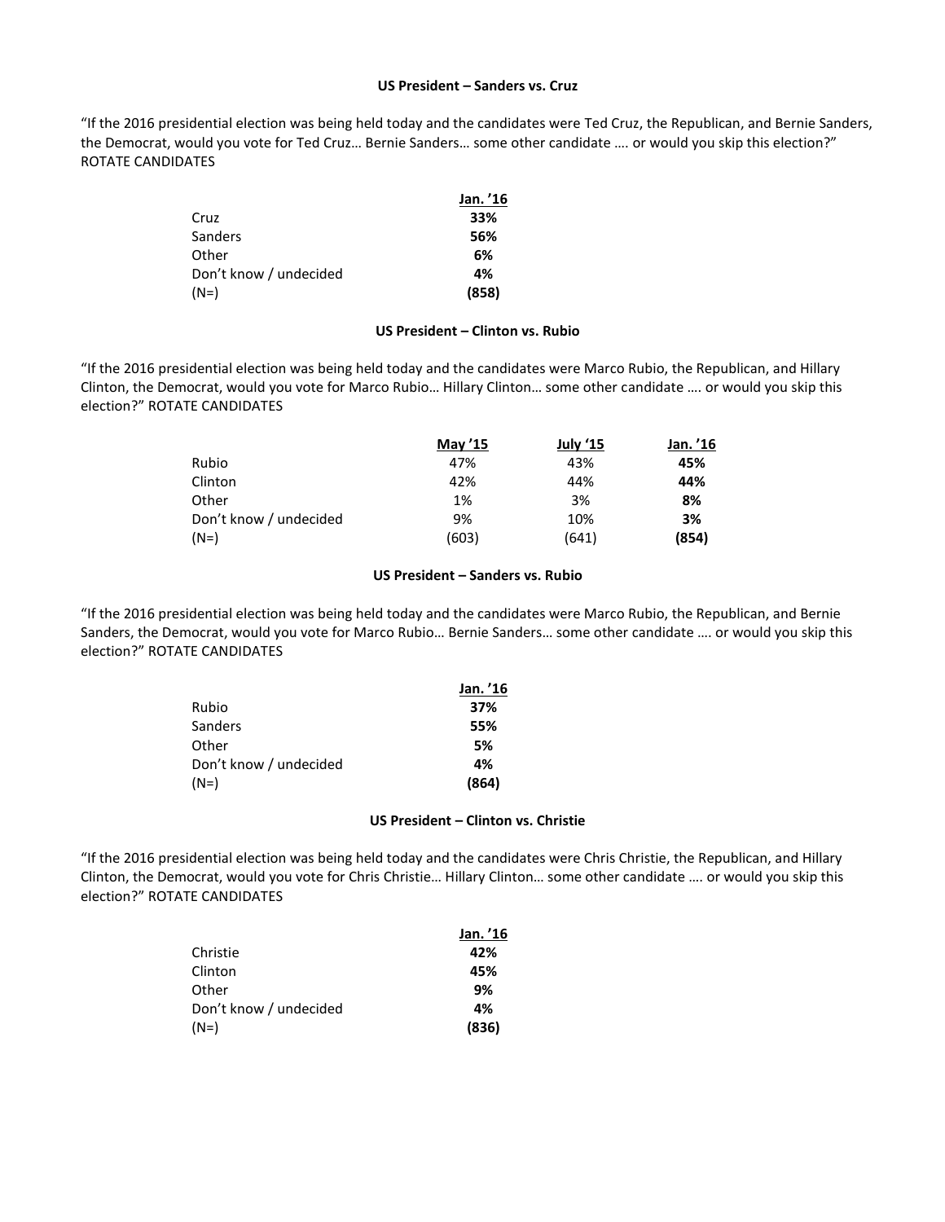**US President – Sanders vs. Cruz**

"If the 2016 presidential election was being held today and the candidates were Ted Cruz, the Republican, and Bernie Sanders, the Democrat, would you vote for Ted Cruz… Bernie Sanders… some other candidate …. or would you skip this election?" ROTATE CANDIDATES

| | Jan. '16 |
|---|---|
| Cruz | **33%** |
| Sanders | **56%** |
| Other | **6%** |
| Don't know / undecided | **4%** |
| (N=) | **(858)** |

**US President – Clinton vs. Rubio**

"If the 2016 presidential election was being held today and the candidates were Marco Rubio, the Republican, and Hillary Clinton, the Democrat, would you vote for Marco Rubio… Hillary Clinton… some other candidate …. or would you skip this election?" ROTATE CANDIDATES

| | May '15 | July '15 | Jan. '16 |
|---|---|---|---|
| Rubio | 47% | 43% | **45%** |
| Clinton | 42% | 44% | **44%** |
| Other | 1% | 3% | **8%** |
| Don't know / undecided | 9% | 10% | **3%** |
| (N=) | (603) | (641) | **(854)** |

**US President – Sanders vs. Rubio**

"If the 2016 presidential election was being held today and the candidates were Marco Rubio, the Republican, and Bernie Sanders, the Democrat, would you vote for Marco Rubio… Bernie Sanders… some other candidate …. or would you skip this election?" ROTATE CANDIDATES

| | Jan. '16 |
|---|---|
| Rubio | **37%** |
| Sanders | **55%** |
| Other | **5%** |
| Don't know / undecided | **4%** |
| (N=) | **(864)** |

**US President – Clinton vs. Christie**

"If the 2016 presidential election was being held today and the candidates were Chris Christie, the Republican, and Hillary Clinton, the Democrat, would you vote for Chris Christie… Hillary Clinton… some other candidate …. or would you skip this election?" ROTATE CANDIDATES

| | Jan. '16 |
|---|---|
| Christie | **42%** |
| Clinton | **45%** |
| Other | **9%** |
| Don't know / undecided | **4%** |
| (N=) | **(836)** |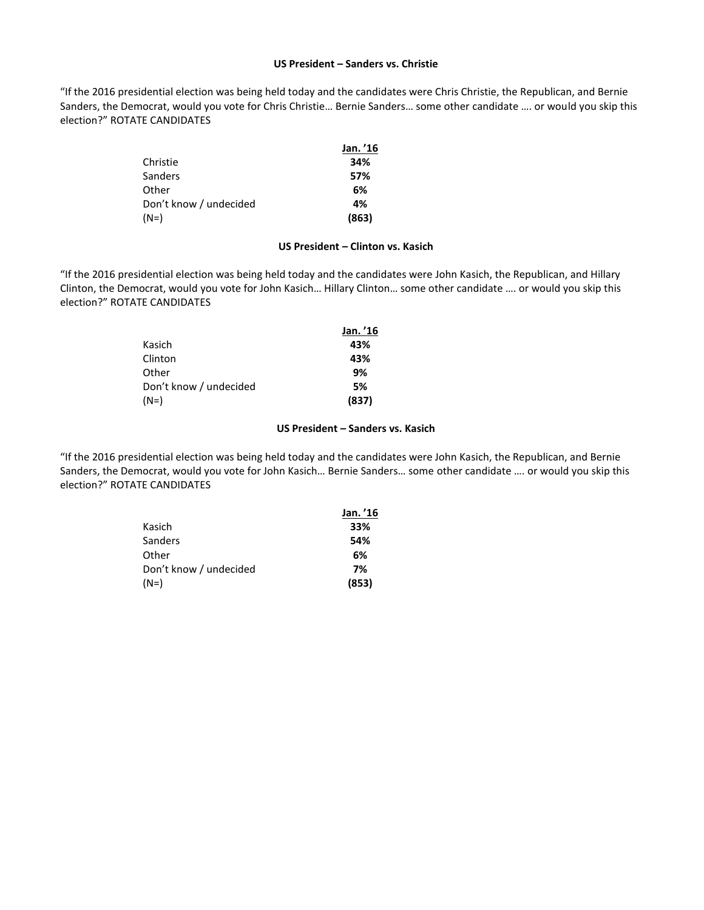**US President – Sanders vs. Christie**

"If the 2016 presidential election was being held today and the candidates were Chris Christie, the Republican, and Bernie Sanders, the Democrat, would you vote for Chris Christie… Bernie Sanders… some other candidate …. or would you skip this election?" ROTATE CANDIDATES

| | Jan. '16 |
|---|---|
| Christie | **34%** |
| Sanders | **57%** |
| Other | **6%** |
| Don't know / undecided | **4%** |
| (N=) | **(863)** |

**US President – Clinton vs. Kasich**

"If the 2016 presidential election was being held today and the candidates were John Kasich, the Republican, and Hillary Clinton, the Democrat, would you vote for John Kasich… Hillary Clinton… some other candidate …. or would you skip this election?" ROTATE CANDIDATES

| | Jan. '16 |
|---|---|
| Kasich | **43%** |
| Clinton | **43%** |
| Other | **9%** |
| Don't know / undecided | **5%** |
| (N=) | **(837)** |

**US President – Sanders vs. Kasich**

"If the 2016 presidential election was being held today and the candidates were John Kasich, the Republican, and Bernie Sanders, the Democrat, would you vote for John Kasich… Bernie Sanders… some other candidate …. or would you skip this election?" ROTATE CANDIDATES

| | Jan. '16 |
|---|---|
| Kasich | **33%** |
| Sanders | **54%** |
| Other | **6%** |
| Don't know / undecided | **7%** |
| (N=) | **(853)** |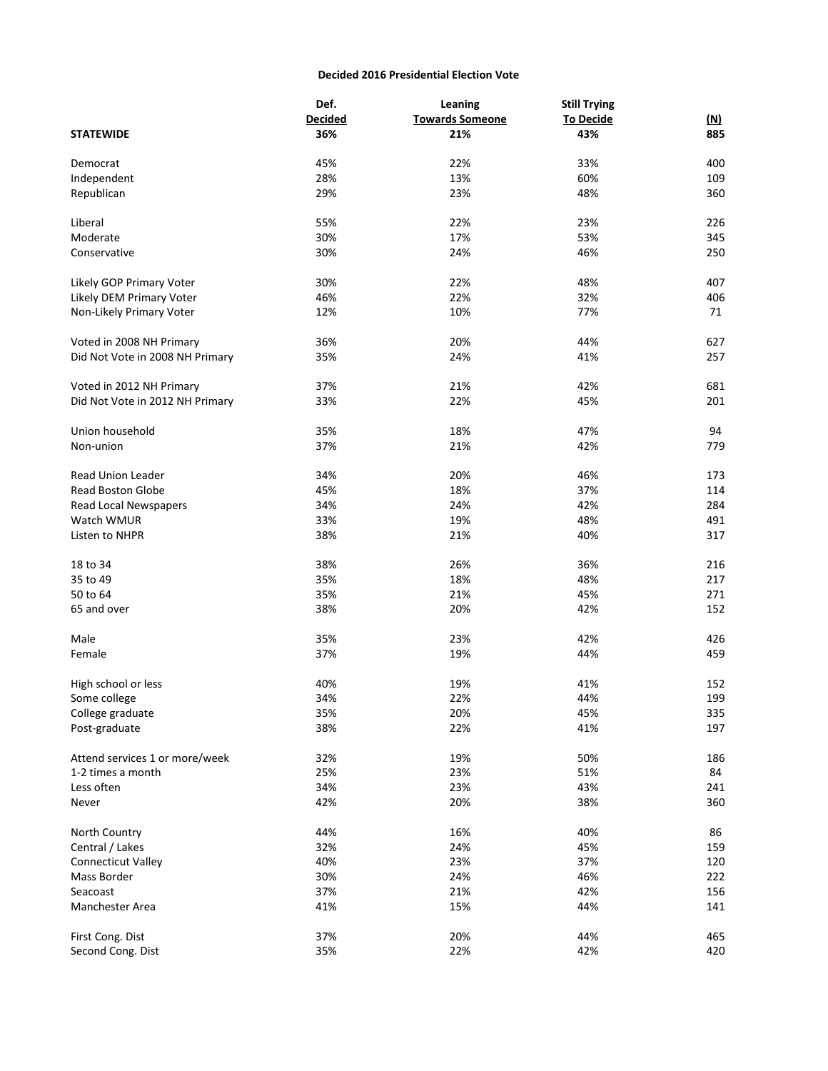**Decided 2016 Presidential Election Vote**

| | Def. Decided | Leaning Towards Someone | Still Trying To Decide | (N) |
|---|---|---|---|---|
| **STATEWIDE** | **36%** | **21%** | **43%** | **885** |
| Democrat | 45% | 22% | 33% | 400 |
| Independent | 28% | 13% | 60% | 109 |
| Republican | 29% | 23% | 48% | 360 |
| Liberal | 55% | 22% | 23% | 226 |
| Moderate | 30% | 17% | 53% | 345 |
| Conservative | 30% | 24% | 46% | 250 |
| Likely GOP Primary Voter | 30% | 22% | 48% | 407 |
| Likely DEM Primary Voter | 46% | 22% | 32% | 406 |
| Non-Likely Primary Voter | 12% | 10% | 77% | 71 |
| Voted in 2008 NH Primary | 36% | 20% | 44% | 627 |
| Did Not Vote in 2008 NH Primary | 35% | 24% | 41% | 257 |
| Voted in 2012 NH Primary | 37% | 21% | 42% | 681 |
| Did Not Vote in 2012 NH Primary | 33% | 22% | 45% | 201 |
| Union household | 35% | 18% | 47% | 94 |
| Non-union | 37% | 21% | 42% | 779 |
| Read Union Leader | 34% | 20% | 46% | 173 |
| Read Boston Globe | 45% | 18% | 37% | 114 |
| Read Local Newspapers | 34% | 24% | 42% | 284 |
| Watch WMUR | 33% | 19% | 48% | 491 |
| Listen to NHPR | 38% | 21% | 40% | 317 |
| 18 to 34 | 38% | 26% | 36% | 216 |
| 35 to 49 | 35% | 18% | 48% | 217 |
| 50 to 64 | 35% | 21% | 45% | 271 |
| 65 and over | 38% | 20% | 42% | 152 |
| Male | 35% | 23% | 42% | 426 |
| Female | 37% | 19% | 44% | 459 |
| High school or less | 40% | 19% | 41% | 152 |
| Some college | 34% | 22% | 44% | 199 |
| College graduate | 35% | 20% | 45% | 335 |
| Post-graduate | 38% | 22% | 41% | 197 |
| Attend services 1 or more/week | 32% | 19% | 50% | 186 |
| 1-2 times a month | 25% | 23% | 51% | 84 |
| Less often | 34% | 23% | 43% | 241 |
| Never | 42% | 20% | 38% | 360 |
| North Country | 44% | 16% | 40% | 86 |
| Central / Lakes | 32% | 24% | 45% | 159 |
| Connecticut Valley | 40% | 23% | 37% | 120 |
| Mass Border | 30% | 24% | 46% | 222 |
| Seacoast | 37% | 21% | 42% | 156 |
| Manchester Area | 41% | 15% | 44% | 141 |
| First Cong. Dist | 37% | 20% | 44% | 465 |
| Second Cong. Dist | 35% | 22% | 42% | 420 |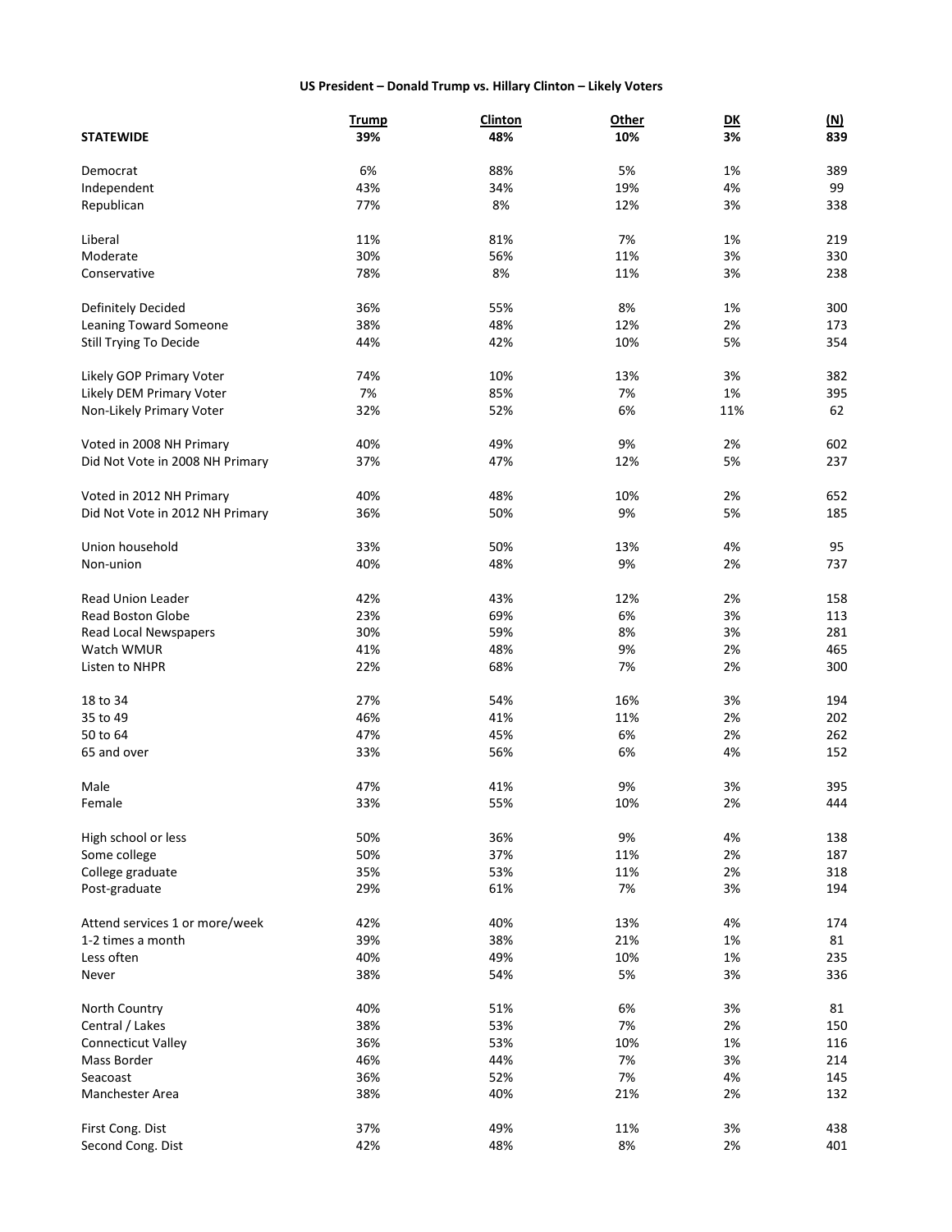**US President – Donald Trump vs. Hillary Clinton – Likely Voters**

| | Trump | Clinton | Other | DK | (N) |
|---|---|---|---|---|---|
| **STATEWIDE** | **39%** | **48%** | **10%** | **3%** | **839** |
| Democrat | 6% | 88% | 5% | 1% | 389 |
| Independent | 43% | 34% | 19% | 4% | 99 |
| Republican | 77% | 8% | 12% | 3% | 338 |
| Liberal | 11% | 81% | 7% | 1% | 219 |
| Moderate | 30% | 56% | 11% | 3% | 330 |
| Conservative | 78% | 8% | 11% | 3% | 238 |
| Definitely Decided | 36% | 55% | 8% | 1% | 300 |
| Leaning Toward Someone | 38% | 48% | 12% | 2% | 173 |
| Still Trying To Decide | 44% | 42% | 10% | 5% | 354 |
| Likely GOP Primary Voter | 74% | 10% | 13% | 3% | 382 |
| Likely DEM Primary Voter | 7% | 85% | 7% | 1% | 395 |
| Non-Likely Primary Voter | 32% | 52% | 6% | 11% | 62 |
| Voted in 2008 NH Primary | 40% | 49% | 9% | 2% | 602 |
| Did Not Vote in 2008 NH Primary | 37% | 47% | 12% | 5% | 237 |
| Voted in 2012 NH Primary | 40% | 48% | 10% | 2% | 652 |
| Did Not Vote in 2012 NH Primary | 36% | 50% | 9% | 5% | 185 |
| Union household | 33% | 50% | 13% | 4% | 95 |
| Non-union | 40% | 48% | 9% | 2% | 737 |
| Read Union Leader | 42% | 43% | 12% | 2% | 158 |
| Read Boston Globe | 23% | 69% | 6% | 3% | 113 |
| Read Local Newspapers | 30% | 59% | 8% | 3% | 281 |
| Watch WMUR | 41% | 48% | 9% | 2% | 465 |
| Listen to NHPR | 22% | 68% | 7% | 2% | 300 |
| 18 to 34 | 27% | 54% | 16% | 3% | 194 |
| 35 to 49 | 46% | 41% | 11% | 2% | 202 |
| 50 to 64 | 47% | 45% | 6% | 2% | 262 |
| 65 and over | 33% | 56% | 6% | 4% | 152 |
| Male | 47% | 41% | 9% | 3% | 395 |
| Female | 33% | 55% | 10% | 2% | 444 |
| High school or less | 50% | 36% | 9% | 4% | 138 |
| Some college | 50% | 37% | 11% | 2% | 187 |
| College graduate | 35% | 53% | 11% | 2% | 318 |
| Post-graduate | 29% | 61% | 7% | 3% | 194 |
| Attend services 1 or more/week | 42% | 40% | 13% | 4% | 174 |
| 1-2 times a month | 39% | 38% | 21% | 1% | 81 |
| Less often | 40% | 49% | 10% | 1% | 235 |
| Never | 38% | 54% | 5% | 3% | 336 |
| North Country | 40% | 51% | 6% | 3% | 81 |
| Central / Lakes | 38% | 53% | 7% | 2% | 150 |
| Connecticut Valley | 36% | 53% | 10% | 1% | 116 |
| Mass Border | 46% | 44% | 7% | 3% | 214 |
| Seacoast | 36% | 52% | 7% | 4% | 145 |
| Manchester Area | 38% | 40% | 21% | 2% | 132 |
| First Cong. Dist | 37% | 49% | 11% | 3% | 438 |
| Second Cong. Dist | 42% | 48% | 8% | 2% | 401 |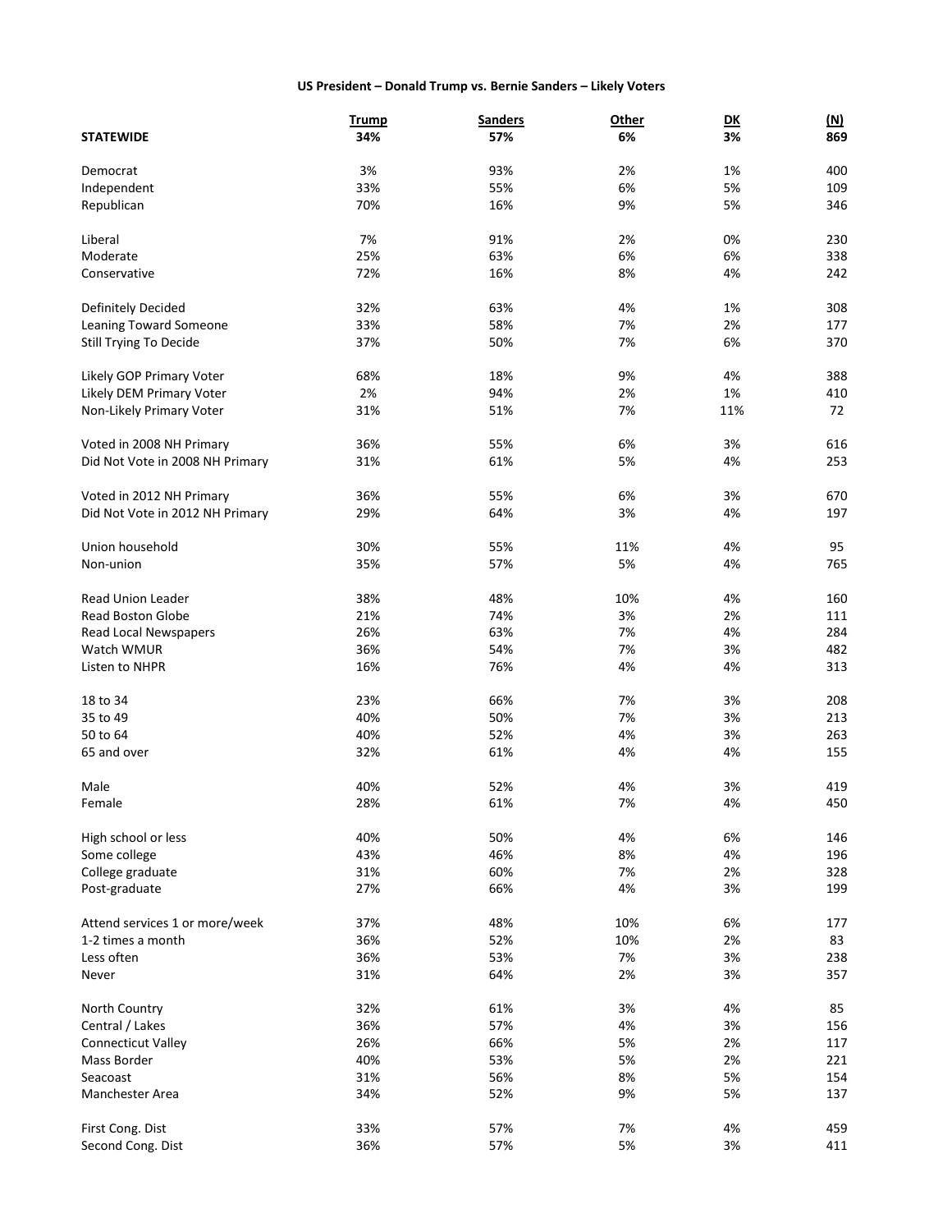### US President – Donald Trump vs. Bernie Sanders – Likely Voters

| | Trump | Sanders | Other | DK | (N) |
|---|---|---|---|---|---|
| **STATEWIDE** | **34%** | **57%** | **6%** | **3%** | **869** |
| Democrat | 3% | 93% | 2% | 1% | 400 |
| Independent | 33% | 55% | 6% | 5% | 109 |
| Republican | 70% | 16% | 9% | 5% | 346 |
| Liberal | 7% | 91% | 2% | 0% | 230 |
| Moderate | 25% | 63% | 6% | 6% | 338 |
| Conservative | 72% | 16% | 8% | 4% | 242 |
| Definitely Decided | 32% | 63% | 4% | 1% | 308 |
| Leaning Toward Someone | 33% | 58% | 7% | 2% | 177 |
| Still Trying To Decide | 37% | 50% | 7% | 6% | 370 |
| Likely GOP Primary Voter | 68% | 18% | 9% | 4% | 388 |
| Likely DEM Primary Voter | 2% | 94% | 2% | 1% | 410 |
| Non-Likely Primary Voter | 31% | 51% | 7% | 11% | 72 |
| Voted in 2008 NH Primary | 36% | 55% | 6% | 3% | 616 |
| Did Not Vote in 2008 NH Primary | 31% | 61% | 5% | 4% | 253 |
| Voted in 2012 NH Primary | 36% | 55% | 6% | 3% | 670 |
| Did Not Vote in 2012 NH Primary | 29% | 64% | 3% | 4% | 197 |
| Union household | 30% | 55% | 11% | 4% | 95 |
| Non-union | 35% | 57% | 5% | 4% | 765 |
| Read Union Leader | 38% | 48% | 10% | 4% | 160 |
| Read Boston Globe | 21% | 74% | 3% | 2% | 111 |
| Read Local Newspapers | 26% | 63% | 7% | 4% | 284 |
| Watch WMUR | 36% | 54% | 7% | 3% | 482 |
| Listen to NHPR | 16% | 76% | 4% | 4% | 313 |
| 18 to 34 | 23% | 66% | 7% | 3% | 208 |
| 35 to 49 | 40% | 50% | 7% | 3% | 213 |
| 50 to 64 | 40% | 52% | 4% | 3% | 263 |
| 65 and over | 32% | 61% | 4% | 4% | 155 |
| Male | 40% | 52% | 4% | 3% | 419 |
| Female | 28% | 61% | 7% | 4% | 450 |
| High school or less | 40% | 50% | 4% | 6% | 146 |
| Some college | 43% | 46% | 8% | 4% | 196 |
| College graduate | 31% | 60% | 7% | 2% | 328 |
| Post-graduate | 27% | 66% | 4% | 3% | 199 |
| Attend services 1 or more/week | 37% | 48% | 10% | 6% | 177 |
| 1-2 times a month | 36% | 52% | 10% | 2% | 83 |
| Less often | 36% | 53% | 7% | 3% | 238 |
| Never | 31% | 64% | 2% | 3% | 357 |
| North Country | 32% | 61% | 3% | 4% | 85 |
| Central / Lakes | 36% | 57% | 4% | 3% | 156 |
| Connecticut Valley | 26% | 66% | 5% | 2% | 117 |
| Mass Border | 40% | 53% | 5% | 2% | 221 |
| Seacoast | 31% | 56% | 8% | 5% | 154 |
| Manchester Area | 34% | 52% | 9% | 5% | 137 |
| First Cong. Dist | 33% | 57% | 7% | 4% | 459 |
| Second Cong. Dist | 36% | 57% | 5% | 3% | 411 |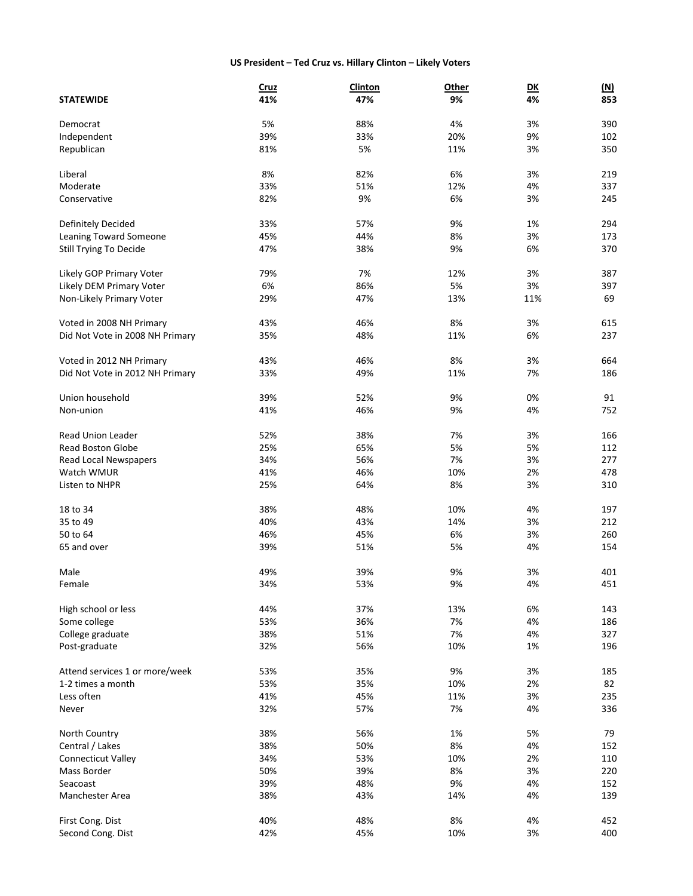**US President – Ted Cruz vs. Hillary Clinton – Likely Voters**

| | Cruz | Clinton | Other | DK | (N) |
|---|---|---|---|---|---|
| **STATEWIDE** | **41%** | **47%** | **9%** | **4%** | **853** |
| | | | | | |
| Democrat | 5% | 88% | 4% | 3% | 390 |
| Independent | 39% | 33% | 20% | 9% | 102 |
| Republican | 81% | 5% | 11% | 3% | 350 |
| | | | | | |
| Liberal | 8% | 82% | 6% | 3% | 219 |
| Moderate | 33% | 51% | 12% | 4% | 337 |
| Conservative | 82% | 9% | 6% | 3% | 245 |
| | | | | | |
| Definitely Decided | 33% | 57% | 9% | 1% | 294 |
| Leaning Toward Someone | 45% | 44% | 8% | 3% | 173 |
| Still Trying To Decide | 47% | 38% | 9% | 6% | 370 |
| | | | | | |
| Likely GOP Primary Voter | 79% | 7% | 12% | 3% | 387 |
| Likely DEM Primary Voter | 6% | 86% | 5% | 3% | 397 |
| Non-Likely Primary Voter | 29% | 47% | 13% | 11% | 69 |
| | | | | | |
| Voted in 2008 NH Primary | 43% | 46% | 8% | 3% | 615 |
| Did Not Vote in 2008 NH Primary | 35% | 48% | 11% | 6% | 237 |
| | | | | | |
| Voted in 2012 NH Primary | 43% | 46% | 8% | 3% | 664 |
| Did Not Vote in 2012 NH Primary | 33% | 49% | 11% | 7% | 186 |
| | | | | | |
| Union household | 39% | 52% | 9% | 0% | 91 |
| Non-union | 41% | 46% | 9% | 4% | 752 |
| | | | | | |
| Read Union Leader | 52% | 38% | 7% | 3% | 166 |
| Read Boston Globe | 25% | 65% | 5% | 5% | 112 |
| Read Local Newspapers | 34% | 56% | 7% | 3% | 277 |
| Watch WMUR | 41% | 46% | 10% | 2% | 478 |
| Listen to NHPR | 25% | 64% | 8% | 3% | 310 |
| | | | | | |
| 18 to 34 | 38% | 48% | 10% | 4% | 197 |
| 35 to 49 | 40% | 43% | 14% | 3% | 212 |
| 50 to 64 | 46% | 45% | 6% | 3% | 260 |
| 65 and over | 39% | 51% | 5% | 4% | 154 |
| | | | | | |
| Male | 49% | 39% | 9% | 3% | 401 |
| Female | 34% | 53% | 9% | 4% | 451 |
| | | | | | |
| High school or less | 44% | 37% | 13% | 6% | 143 |
| Some college | 53% | 36% | 7% | 4% | 186 |
| College graduate | 38% | 51% | 7% | 4% | 327 |
| Post-graduate | 32% | 56% | 10% | 1% | 196 |
| | | | | | |
| Attend services 1 or more/week | 53% | 35% | 9% | 3% | 185 |
| 1-2 times a month | 53% | 35% | 10% | 2% | 82 |
| Less often | 41% | 45% | 11% | 3% | 235 |
| Never | 32% | 57% | 7% | 4% | 336 |
| | | | | | |
| North Country | 38% | 56% | 1% | 5% | 79 |
| Central / Lakes | 38% | 50% | 8% | 4% | 152 |
| Connecticut Valley | 34% | 53% | 10% | 2% | 110 |
| Mass Border | 50% | 39% | 8% | 3% | 220 |
| Seacoast | 39% | 48% | 9% | 4% | 152 |
| Manchester Area | 38% | 43% | 14% | 4% | 139 |
| | | | | | |
| First Cong. Dist | 40% | 48% | 8% | 4% | 452 |
| Second Cong. Dist | 42% | 45% | 10% | 3% | 400 |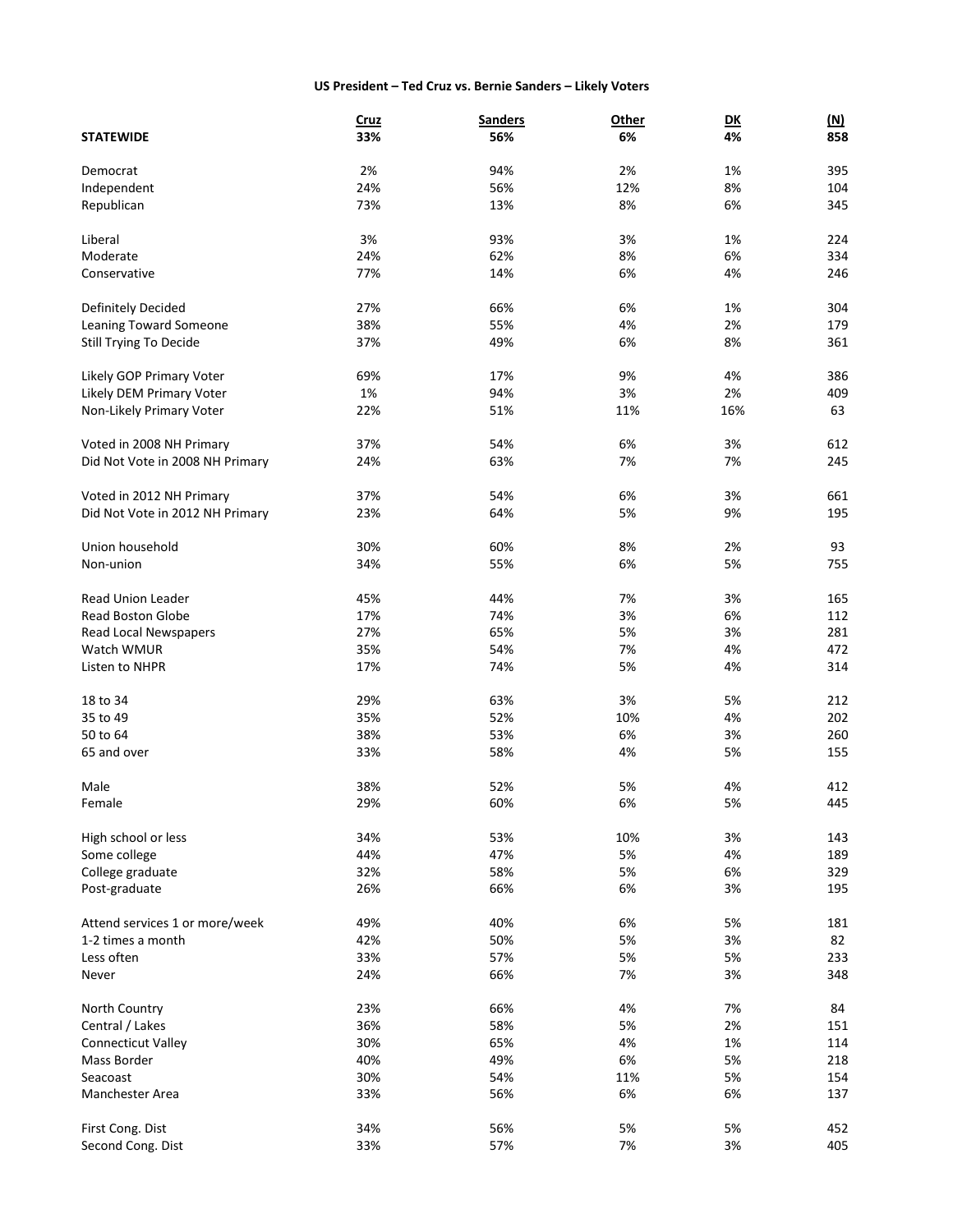**US President – Ted Cruz vs. Bernie Sanders – Likely Voters**

| | Cruz | Sanders | Other | DK | (N) |
|---|---|---|---|---|---|
| **STATEWIDE** | **33%** | **56%** | **6%** | **4%** | **858** |
| Democrat | 2% | 94% | 2% | 1% | 395 |
| Independent | 24% | 56% | 12% | 8% | 104 |
| Republican | 73% | 13% | 8% | 6% | 345 |
| Liberal | 3% | 93% | 3% | 1% | 224 |
| Moderate | 24% | 62% | 8% | 6% | 334 |
| Conservative | 77% | 14% | 6% | 4% | 246 |
| Definitely Decided | 27% | 66% | 6% | 1% | 304 |
| Leaning Toward Someone | 38% | 55% | 4% | 2% | 179 |
| Still Trying To Decide | 37% | 49% | 6% | 8% | 361 |
| Likely GOP Primary Voter | 69% | 17% | 9% | 4% | 386 |
| Likely DEM Primary Voter | 1% | 94% | 3% | 2% | 409 |
| Non-Likely Primary Voter | 22% | 51% | 11% | 16% | 63 |
| Voted in 2008 NH Primary | 37% | 54% | 6% | 3% | 612 |
| Did Not Vote in 2008 NH Primary | 24% | 63% | 7% | 7% | 245 |
| Voted in 2012 NH Primary | 37% | 54% | 6% | 3% | 661 |
| Did Not Vote in 2012 NH Primary | 23% | 64% | 5% | 9% | 195 |
| Union household | 30% | 60% | 8% | 2% | 93 |
| Non-union | 34% | 55% | 6% | 5% | 755 |
| Read Union Leader | 45% | 44% | 7% | 3% | 165 |
| Read Boston Globe | 17% | 74% | 3% | 6% | 112 |
| Read Local Newspapers | 27% | 65% | 5% | 3% | 281 |
| Watch WMUR | 35% | 54% | 7% | 4% | 472 |
| Listen to NHPR | 17% | 74% | 5% | 4% | 314 |
| 18 to 34 | 29% | 63% | 3% | 5% | 212 |
| 35 to 49 | 35% | 52% | 10% | 4% | 202 |
| 50 to 64 | 38% | 53% | 6% | 3% | 260 |
| 65 and over | 33% | 58% | 4% | 5% | 155 |
| Male | 38% | 52% | 5% | 4% | 412 |
| Female | 29% | 60% | 6% | 5% | 445 |
| High school or less | 34% | 53% | 10% | 3% | 143 |
| Some college | 44% | 47% | 5% | 4% | 189 |
| College graduate | 32% | 58% | 5% | 6% | 329 |
| Post-graduate | 26% | 66% | 6% | 3% | 195 |
| Attend services 1 or more/week | 49% | 40% | 6% | 5% | 181 |
| 1-2 times a month | 42% | 50% | 5% | 3% | 82 |
| Less often | 33% | 57% | 5% | 5% | 233 |
| Never | 24% | 66% | 7% | 3% | 348 |
| North Country | 23% | 66% | 4% | 7% | 84 |
| Central / Lakes | 36% | 58% | 5% | 2% | 151 |
| Connecticut Valley | 30% | 65% | 4% | 1% | 114 |
| Mass Border | 40% | 49% | 6% | 5% | 218 |
| Seacoast | 30% | 54% | 11% | 5% | 154 |
| Manchester Area | 33% | 56% | 6% | 6% | 137 |
| First Cong. Dist | 34% | 56% | 5% | 5% | 452 |
| Second Cong. Dist | 33% | 57% | 7% | 3% | 405 |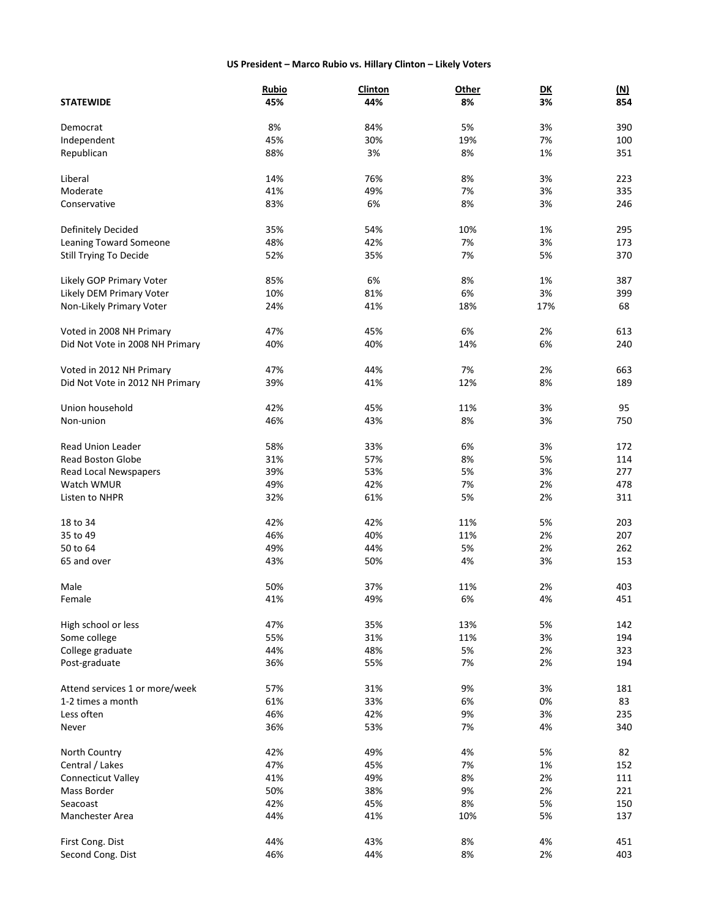**US President – Marco Rubio vs. Hillary Clinton – Likely Voters**

| | Rubio | Clinton | Other | DK | (N) |
|---|---|---|---|---|---|
| **STATEWIDE** | **45%** | **44%** | **8%** | **3%** | **854** |
| | | | | | |
| Democrat | 8% | 84% | 5% | 3% | 390 |
| Independent | 45% | 30% | 19% | 7% | 100 |
| Republican | 88% | 3% | 8% | 1% | 351 |
| | | | | | |
| Liberal | 14% | 76% | 8% | 3% | 223 |
| Moderate | 41% | 49% | 7% | 3% | 335 |
| Conservative | 83% | 6% | 8% | 3% | 246 |
| | | | | | |
| Definitely Decided | 35% | 54% | 10% | 1% | 295 |
| Leaning Toward Someone | 48% | 42% | 7% | 3% | 173 |
| Still Trying To Decide | 52% | 35% | 7% | 5% | 370 |
| | | | | | |
| Likely GOP Primary Voter | 85% | 6% | 8% | 1% | 387 |
| Likely DEM Primary Voter | 10% | 81% | 6% | 3% | 399 |
| Non-Likely Primary Voter | 24% | 41% | 18% | 17% | 68 |
| | | | | | |
| Voted in 2008 NH Primary | 47% | 45% | 6% | 2% | 613 |
| Did Not Vote in 2008 NH Primary | 40% | 40% | 14% | 6% | 240 |
| | | | | | |
| Voted in 2012 NH Primary | 47% | 44% | 7% | 2% | 663 |
| Did Not Vote in 2012 NH Primary | 39% | 41% | 12% | 8% | 189 |
| | | | | | |
| Union household | 42% | 45% | 11% | 3% | 95 |
| Non-union | 46% | 43% | 8% | 3% | 750 |
| | | | | | |
| Read Union Leader | 58% | 33% | 6% | 3% | 172 |
| Read Boston Globe | 31% | 57% | 8% | 5% | 114 |
| Read Local Newspapers | 39% | 53% | 5% | 3% | 277 |
| Watch WMUR | 49% | 42% | 7% | 2% | 478 |
| Listen to NHPR | 32% | 61% | 5% | 2% | 311 |
| | | | | | |
| 18 to 34 | 42% | 42% | 11% | 5% | 203 |
| 35 to 49 | 46% | 40% | 11% | 2% | 207 |
| 50 to 64 | 49% | 44% | 5% | 2% | 262 |
| 65 and over | 43% | 50% | 4% | 3% | 153 |
| | | | | | |
| Male | 50% | 37% | 11% | 2% | 403 |
| Female | 41% | 49% | 6% | 4% | 451 |
| | | | | | |
| High school or less | 47% | 35% | 13% | 5% | 142 |
| Some college | 55% | 31% | 11% | 3% | 194 |
| College graduate | 44% | 48% | 5% | 2% | 323 |
| Post-graduate | 36% | 55% | 7% | 2% | 194 |
| | | | | | |
| Attend services 1 or more/week | 57% | 31% | 9% | 3% | 181 |
| 1-2 times a month | 61% | 33% | 6% | 0% | 83 |
| Less often | 46% | 42% | 9% | 3% | 235 |
| Never | 36% | 53% | 7% | 4% | 340 |
| | | | | | |
| North Country | 42% | 49% | 4% | 5% | 82 |
| Central / Lakes | 47% | 45% | 7% | 1% | 152 |
| Connecticut Valley | 41% | 49% | 8% | 2% | 111 |
| Mass Border | 50% | 38% | 9% | 2% | 221 |
| Seacoast | 42% | 45% | 8% | 5% | 150 |
| Manchester Area | 44% | 41% | 10% | 5% | 137 |
| | | | | | |
| First Cong. Dist | 44% | 43% | 8% | 4% | 451 |
| Second Cong. Dist | 46% | 44% | 8% | 2% | 403 |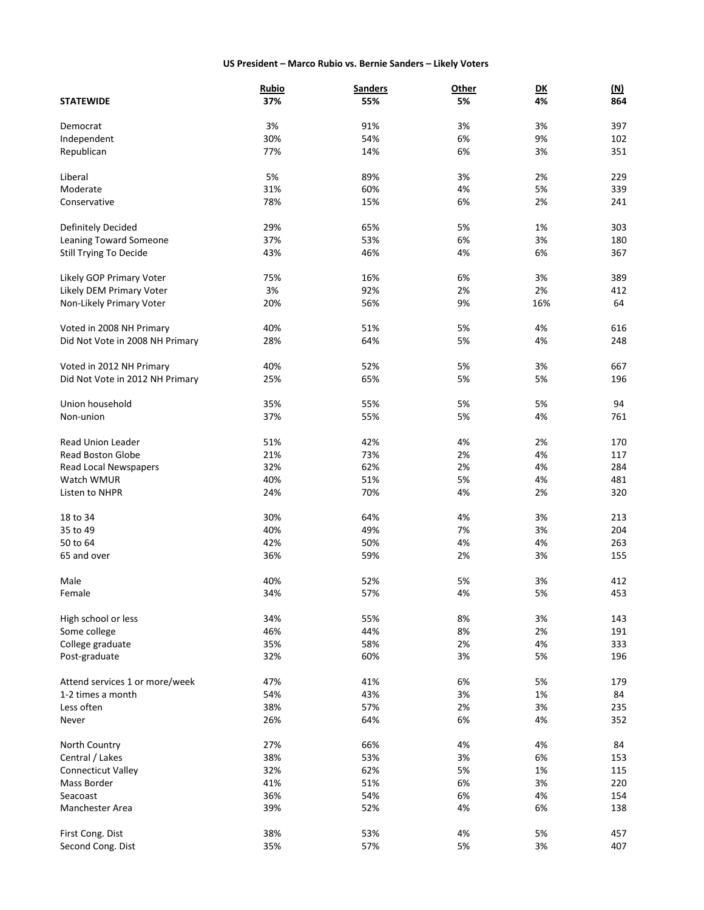**US President – Marco Rubio vs. Bernie Sanders – Likely Voters**

| | Rubio | Sanders | Other | DK | (N) |
|---|---|---|---|---|---|
| **STATEWIDE** | **37%** | **55%** | **5%** | **4%** | **864** |
| | | | | | |
| Democrat | 3% | 91% | 3% | 3% | 397 |
| Independent | 30% | 54% | 6% | 9% | 102 |
| Republican | 77% | 14% | 6% | 3% | 351 |
| | | | | | |
| Liberal | 5% | 89% | 3% | 2% | 229 |
| Moderate | 31% | 60% | 4% | 5% | 339 |
| Conservative | 78% | 15% | 6% | 2% | 241 |
| | | | | | |
| Definitely Decided | 29% | 65% | 5% | 1% | 303 |
| Leaning Toward Someone | 37% | 53% | 6% | 3% | 180 |
| Still Trying To Decide | 43% | 46% | 4% | 6% | 367 |
| | | | | | |
| Likely GOP Primary Voter | 75% | 16% | 6% | 3% | 389 |
| Likely DEM Primary Voter | 3% | 92% | 2% | 2% | 412 |
| Non-Likely Primary Voter | 20% | 56% | 9% | 16% | 64 |
| | | | | | |
| Voted in 2008 NH Primary | 40% | 51% | 5% | 4% | 616 |
| Did Not Vote in 2008 NH Primary | 28% | 64% | 5% | 4% | 248 |
| | | | | | |
| Voted in 2012 NH Primary | 40% | 52% | 5% | 3% | 667 |
| Did Not Vote in 2012 NH Primary | 25% | 65% | 5% | 5% | 196 |
| | | | | | |
| Union household | 35% | 55% | 5% | 5% | 94 |
| Non-union | 37% | 55% | 5% | 4% | 761 |
| | | | | | |
| Read Union Leader | 51% | 42% | 4% | 2% | 170 |
| Read Boston Globe | 21% | 73% | 2% | 4% | 117 |
| Read Local Newspapers | 32% | 62% | 2% | 4% | 284 |
| Watch WMUR | 40% | 51% | 5% | 4% | 481 |
| Listen to NHPR | 24% | 70% | 4% | 2% | 320 |
| | | | | | |
| 18 to 34 | 30% | 64% | 4% | 3% | 213 |
| 35 to 49 | 40% | 49% | 7% | 3% | 204 |
| 50 to 64 | 42% | 50% | 4% | 4% | 263 |
| 65 and over | 36% | 59% | 2% | 3% | 155 |
| | | | | | |
| Male | 40% | 52% | 5% | 3% | 412 |
| Female | 34% | 57% | 4% | 5% | 453 |
| | | | | | |
| High school or less | 34% | 55% | 8% | 3% | 143 |
| Some college | 46% | 44% | 8% | 2% | 191 |
| College graduate | 35% | 58% | 2% | 4% | 333 |
| Post-graduate | 32% | 60% | 3% | 5% | 196 |
| | | | | | |
| Attend services 1 or more/week | 47% | 41% | 6% | 5% | 179 |
| 1-2 times a month | 54% | 43% | 3% | 1% | 84 |
| Less often | 38% | 57% | 2% | 3% | 235 |
| Never | 26% | 64% | 6% | 4% | 352 |
| | | | | | |
| North Country | 27% | 66% | 4% | 4% | 84 |
| Central / Lakes | 38% | 53% | 3% | 6% | 153 |
| Connecticut Valley | 32% | 62% | 5% | 1% | 115 |
| Mass Border | 41% | 51% | 6% | 3% | 220 |
| Seacoast | 36% | 54% | 6% | 4% | 154 |
| Manchester Area | 39% | 52% | 4% | 6% | 138 |
| | | | | | |
| First Cong. Dist | 38% | 53% | 4% | 5% | 457 |
| Second Cong. Dist | 35% | 57% | 5% | 3% | 407 |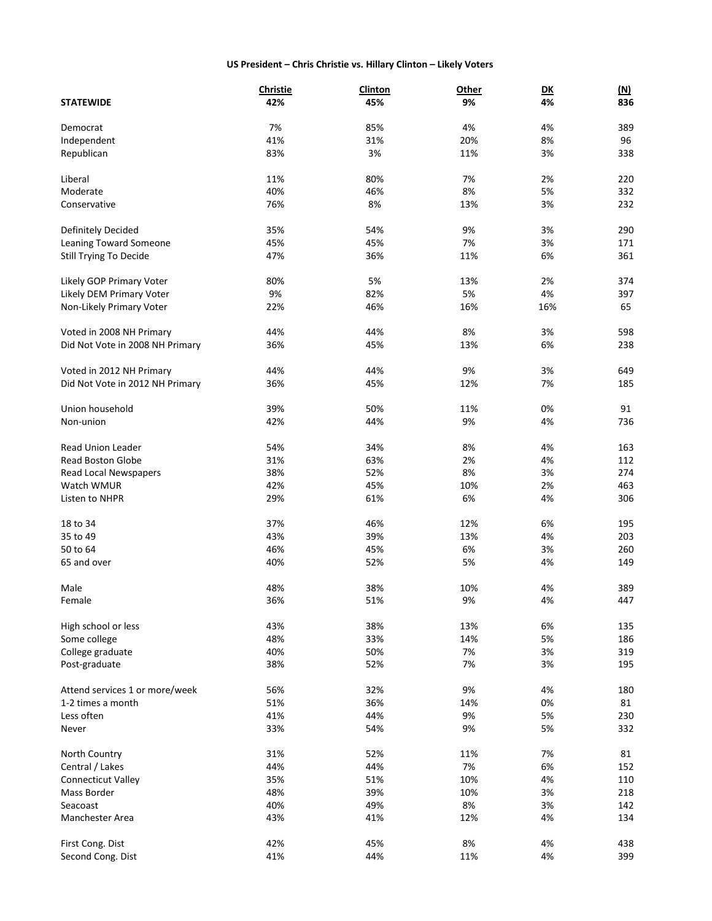**US President – Chris Christie vs. Hillary Clinton – Likely Voters**

| | Christie | Clinton | Other | DK | (N) |
|---|---|---|---|---|---|
| **STATEWIDE** | **42%** | **45%** | **9%** | **4%** | **836** |
| Democrat | 7% | 85% | 4% | 4% | 389 |
| Independent | 41% | 31% | 20% | 8% | 96 |
| Republican | 83% | 3% | 11% | 3% | 338 |
| Liberal | 11% | 80% | 7% | 2% | 220 |
| Moderate | 40% | 46% | 8% | 5% | 332 |
| Conservative | 76% | 8% | 13% | 3% | 232 |
| Definitely Decided | 35% | 54% | 9% | 3% | 290 |
| Leaning Toward Someone | 45% | 45% | 7% | 3% | 171 |
| Still Trying To Decide | 47% | 36% | 11% | 6% | 361 |
| Likely GOP Primary Voter | 80% | 5% | 13% | 2% | 374 |
| Likely DEM Primary Voter | 9% | 82% | 5% | 4% | 397 |
| Non-Likely Primary Voter | 22% | 46% | 16% | 16% | 65 |
| Voted in 2008 NH Primary | 44% | 44% | 8% | 3% | 598 |
| Did Not Vote in 2008 NH Primary | 36% | 45% | 13% | 6% | 238 |
| Voted in 2012 NH Primary | 44% | 44% | 9% | 3% | 649 |
| Did Not Vote in 2012 NH Primary | 36% | 45% | 12% | 7% | 185 |
| Union household | 39% | 50% | 11% | 0% | 91 |
| Non-union | 42% | 44% | 9% | 4% | 736 |
| Read Union Leader | 54% | 34% | 8% | 4% | 163 |
| Read Boston Globe | 31% | 63% | 2% | 4% | 112 |
| Read Local Newspapers | 38% | 52% | 8% | 3% | 274 |
| Watch WMUR | 42% | 45% | 10% | 2% | 463 |
| Listen to NHPR | 29% | 61% | 6% | 4% | 306 |
| 18 to 34 | 37% | 46% | 12% | 6% | 195 |
| 35 to 49 | 43% | 39% | 13% | 4% | 203 |
| 50 to 64 | 46% | 45% | 6% | 3% | 260 |
| 65 and over | 40% | 52% | 5% | 4% | 149 |
| Male | 48% | 38% | 10% | 4% | 389 |
| Female | 36% | 51% | 9% | 4% | 447 |
| High school or less | 43% | 38% | 13% | 6% | 135 |
| Some college | 48% | 33% | 14% | 5% | 186 |
| College graduate | 40% | 50% | 7% | 3% | 319 |
| Post-graduate | 38% | 52% | 7% | 3% | 195 |
| Attend services 1 or more/week | 56% | 32% | 9% | 4% | 180 |
| 1-2 times a month | 51% | 36% | 14% | 0% | 81 |
| Less often | 41% | 44% | 9% | 5% | 230 |
| Never | 33% | 54% | 9% | 5% | 332 |
| North Country | 31% | 52% | 11% | 7% | 81 |
| Central / Lakes | 44% | 44% | 7% | 6% | 152 |
| Connecticut Valley | 35% | 51% | 10% | 4% | 110 |
| Mass Border | 48% | 39% | 10% | 3% | 218 |
| Seacoast | 40% | 49% | 8% | 3% | 142 |
| Manchester Area | 43% | 41% | 12% | 4% | 134 |
| First Cong. Dist | 42% | 45% | 8% | 4% | 438 |
| Second Cong. Dist | 41% | 44% | 11% | 4% | 399 |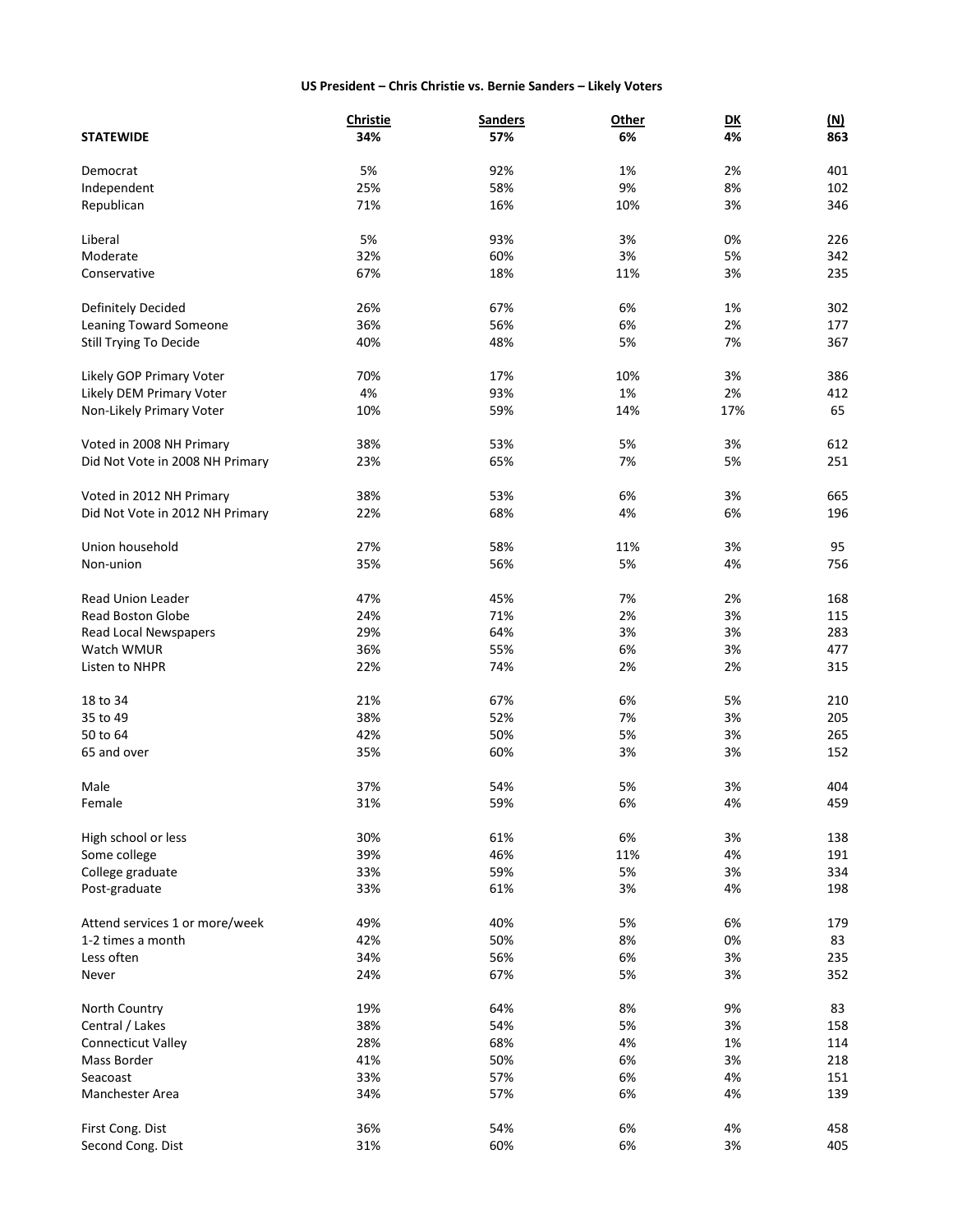**US President – Chris Christie vs. Bernie Sanders – Likely Voters**

| | Christie | Sanders | Other | DK | (N) |
|---|---|---|---|---|---|
| **STATEWIDE** | **34%** | **57%** | **6%** | **4%** | **863** |
| | | | | | |
| Democrat | 5% | 92% | 1% | 2% | 401 |
| Independent | 25% | 58% | 9% | 8% | 102 |
| Republican | 71% | 16% | 10% | 3% | 346 |
| | | | | | |
| Liberal | 5% | 93% | 3% | 0% | 226 |
| Moderate | 32% | 60% | 3% | 5% | 342 |
| Conservative | 67% | 18% | 11% | 3% | 235 |
| | | | | | |
| Definitely Decided | 26% | 67% | 6% | 1% | 302 |
| Leaning Toward Someone | 36% | 56% | 6% | 2% | 177 |
| Still Trying To Decide | 40% | 48% | 5% | 7% | 367 |
| | | | | | |
| Likely GOP Primary Voter | 70% | 17% | 10% | 3% | 386 |
| Likely DEM Primary Voter | 4% | 93% | 1% | 2% | 412 |
| Non-Likely Primary Voter | 10% | 59% | 14% | 17% | 65 |
| | | | | | |
| Voted in 2008 NH Primary | 38% | 53% | 5% | 3% | 612 |
| Did Not Vote in 2008 NH Primary | 23% | 65% | 7% | 5% | 251 |
| | | | | | |
| Voted in 2012 NH Primary | 38% | 53% | 6% | 3% | 665 |
| Did Not Vote in 2012 NH Primary | 22% | 68% | 4% | 6% | 196 |
| | | | | | |
| Union household | 27% | 58% | 11% | 3% | 95 |
| Non-union | 35% | 56% | 5% | 4% | 756 |
| | | | | | |
| Read Union Leader | 47% | 45% | 7% | 2% | 168 |
| Read Boston Globe | 24% | 71% | 2% | 3% | 115 |
| Read Local Newspapers | 29% | 64% | 3% | 3% | 283 |
| Watch WMUR | 36% | 55% | 6% | 3% | 477 |
| Listen to NHPR | 22% | 74% | 2% | 2% | 315 |
| | | | | | |
| 18 to 34 | 21% | 67% | 6% | 5% | 210 |
| 35 to 49 | 38% | 52% | 7% | 3% | 205 |
| 50 to 64 | 42% | 50% | 5% | 3% | 265 |
| 65 and over | 35% | 60% | 3% | 3% | 152 |
| | | | | | |
| Male | 37% | 54% | 5% | 3% | 404 |
| Female | 31% | 59% | 6% | 4% | 459 |
| | | | | | |
| High school or less | 30% | 61% | 6% | 3% | 138 |
| Some college | 39% | 46% | 11% | 4% | 191 |
| College graduate | 33% | 59% | 5% | 3% | 334 |
| Post-graduate | 33% | 61% | 3% | 4% | 198 |
| | | | | | |
| Attend services 1 or more/week | 49% | 40% | 5% | 6% | 179 |
| 1-2 times a month | 42% | 50% | 8% | 0% | 83 |
| Less often | 34% | 56% | 6% | 3% | 235 |
| Never | 24% | 67% | 5% | 3% | 352 |
| | | | | | |
| North Country | 19% | 64% | 8% | 9% | 83 |
| Central / Lakes | 38% | 54% | 5% | 3% | 158 |
| Connecticut Valley | 28% | 68% | 4% | 1% | 114 |
| Mass Border | 41% | 50% | 6% | 3% | 218 |
| Seacoast | 33% | 57% | 6% | 4% | 151 |
| Manchester Area | 34% | 57% | 6% | 4% | 139 |
| | | | | | |
| First Cong. Dist | 36% | 54% | 6% | 4% | 458 |
| Second Cong. Dist | 31% | 60% | 6% | 3% | 405 |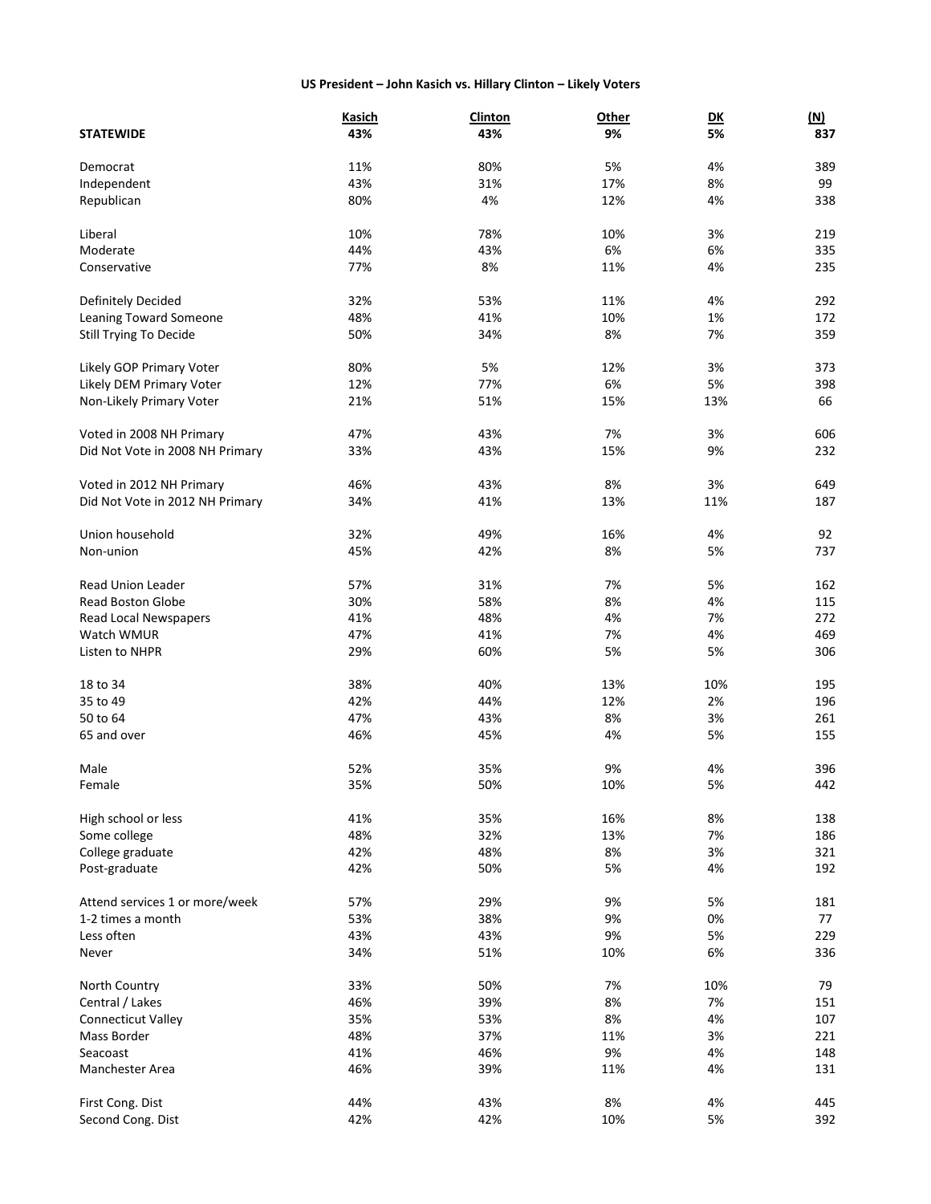**US President – John Kasich vs. Hillary Clinton – Likely Voters**

| | Kasich | Clinton | Other | DK | (N) |
|---|---|---|---|---|---|
| **STATEWIDE** | **43%** | **43%** | **9%** | **5%** | **837** |
| | | | | | |
| Democrat | 11% | 80% | 5% | 4% | 389 |
| Independent | 43% | 31% | 17% | 8% | 99 |
| Republican | 80% | 4% | 12% | 4% | 338 |
| | | | | | |
| Liberal | 10% | 78% | 10% | 3% | 219 |
| Moderate | 44% | 43% | 6% | 6% | 335 |
| Conservative | 77% | 8% | 11% | 4% | 235 |
| | | | | | |
| Definitely Decided | 32% | 53% | 11% | 4% | 292 |
| Leaning Toward Someone | 48% | 41% | 10% | 1% | 172 |
| Still Trying To Decide | 50% | 34% | 8% | 7% | 359 |
| | | | | | |
| Likely GOP Primary Voter | 80% | 5% | 12% | 3% | 373 |
| Likely DEM Primary Voter | 12% | 77% | 6% | 5% | 398 |
| Non-Likely Primary Voter | 21% | 51% | 15% | 13% | 66 |
| | | | | | |
| Voted in 2008 NH Primary | 47% | 43% | 7% | 3% | 606 |
| Did Not Vote in 2008 NH Primary | 33% | 43% | 15% | 9% | 232 |
| | | | | | |
| Voted in 2012 NH Primary | 46% | 43% | 8% | 3% | 649 |
| Did Not Vote in 2012 NH Primary | 34% | 41% | 13% | 11% | 187 |
| | | | | | |
| Union household | 32% | 49% | 16% | 4% | 92 |
| Non-union | 45% | 42% | 8% | 5% | 737 |
| | | | | | |
| Read Union Leader | 57% | 31% | 7% | 5% | 162 |
| Read Boston Globe | 30% | 58% | 8% | 4% | 115 |
| Read Local Newspapers | 41% | 48% | 4% | 7% | 272 |
| Watch WMUR | 47% | 41% | 7% | 4% | 469 |
| Listen to NHPR | 29% | 60% | 5% | 5% | 306 |
| | | | | | |
| 18 to 34 | 38% | 40% | 13% | 10% | 195 |
| 35 to 49 | 42% | 44% | 12% | 2% | 196 |
| 50 to 64 | 47% | 43% | 8% | 3% | 261 |
| 65 and over | 46% | 45% | 4% | 5% | 155 |
| | | | | | |
| Male | 52% | 35% | 9% | 4% | 396 |
| Female | 35% | 50% | 10% | 5% | 442 |
| | | | | | |
| High school or less | 41% | 35% | 16% | 8% | 138 |
| Some college | 48% | 32% | 13% | 7% | 186 |
| College graduate | 42% | 48% | 8% | 3% | 321 |
| Post-graduate | 42% | 50% | 5% | 4% | 192 |
| | | | | | |
| Attend services 1 or more/week | 57% | 29% | 9% | 5% | 181 |
| 1-2 times a month | 53% | 38% | 9% | 0% | 77 |
| Less often | 43% | 43% | 9% | 5% | 229 |
| Never | 34% | 51% | 10% | 6% | 336 |
| | | | | | |
| North Country | 33% | 50% | 7% | 10% | 79 |
| Central / Lakes | 46% | 39% | 8% | 7% | 151 |
| Connecticut Valley | 35% | 53% | 8% | 4% | 107 |
| Mass Border | 48% | 37% | 11% | 3% | 221 |
| Seacoast | 41% | 46% | 9% | 4% | 148 |
| Manchester Area | 46% | 39% | 11% | 4% | 131 |
| | | | | | |
| First Cong. Dist | 44% | 43% | 8% | 4% | 445 |
| Second Cong. Dist | 42% | 42% | 10% | 5% | 392 |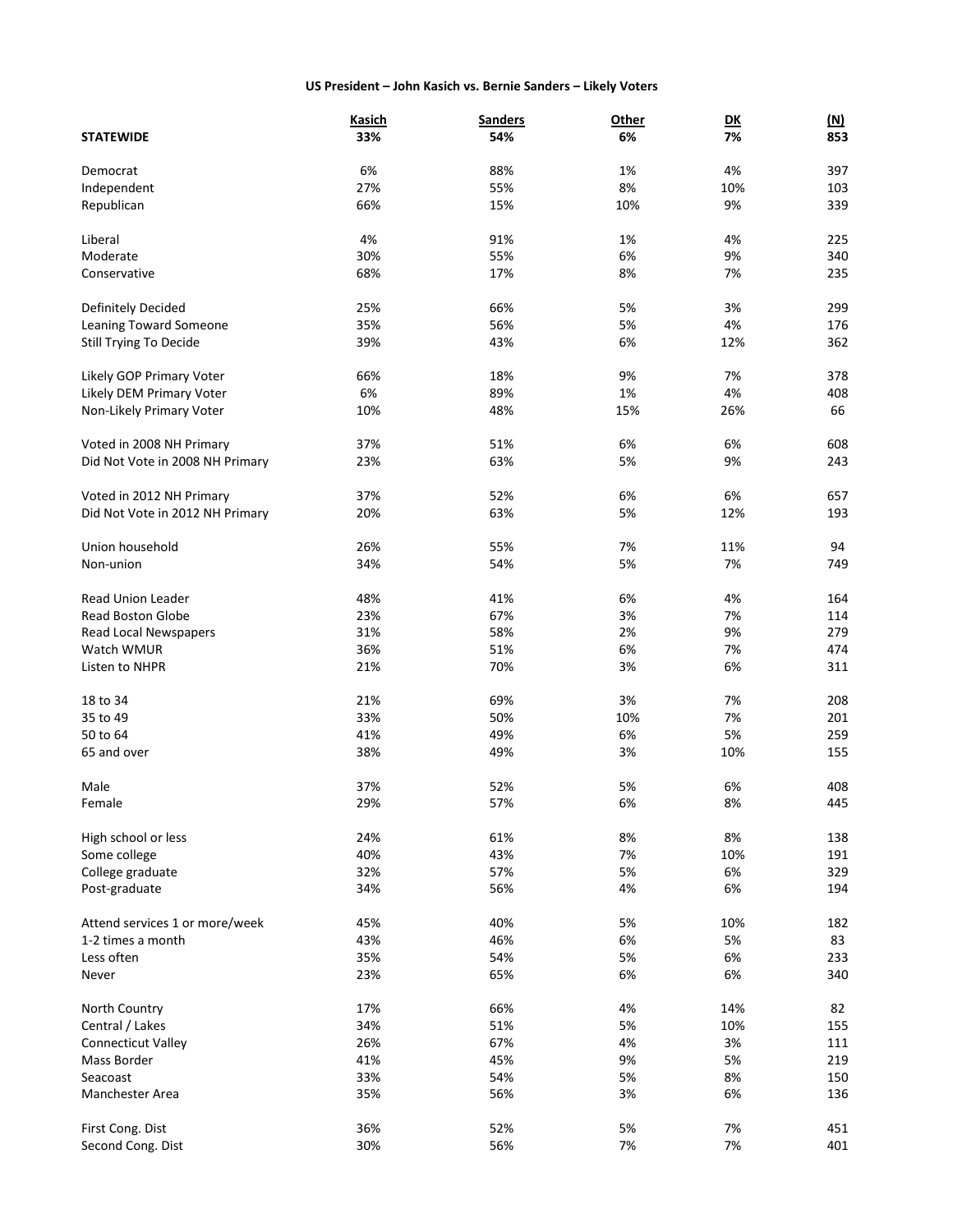**US President – John Kasich vs. Bernie Sanders – Likely Voters**

| | Kasich | Sanders | Other | DK | (N) |
|---|---|---|---|---|---|
| **STATEWIDE** | **33%** | **54%** | **6%** | **7%** | **853** |
| | | | | | |
| Democrat | 6% | 88% | 1% | 4% | 397 |
| Independent | 27% | 55% | 8% | 10% | 103 |
| Republican | 66% | 15% | 10% | 9% | 339 |
| | | | | | |
| Liberal | 4% | 91% | 1% | 4% | 225 |
| Moderate | 30% | 55% | 6% | 9% | 340 |
| Conservative | 68% | 17% | 8% | 7% | 235 |
| | | | | | |
| Definitely Decided | 25% | 66% | 5% | 3% | 299 |
| Leaning Toward Someone | 35% | 56% | 5% | 4% | 176 |
| Still Trying To Decide | 39% | 43% | 6% | 12% | 362 |
| | | | | | |
| Likely GOP Primary Voter | 66% | 18% | 9% | 7% | 378 |
| Likely DEM Primary Voter | 6% | 89% | 1% | 4% | 408 |
| Non-Likely Primary Voter | 10% | 48% | 15% | 26% | 66 |
| | | | | | |
| Voted in 2008 NH Primary | 37% | 51% | 6% | 6% | 608 |
| Did Not Vote in 2008 NH Primary | 23% | 63% | 5% | 9% | 243 |
| | | | | | |
| Voted in 2012 NH Primary | 37% | 52% | 6% | 6% | 657 |
| Did Not Vote in 2012 NH Primary | 20% | 63% | 5% | 12% | 193 |
| | | | | | |
| Union household | 26% | 55% | 7% | 11% | 94 |
| Non-union | 34% | 54% | 5% | 7% | 749 |
| | | | | | |
| Read Union Leader | 48% | 41% | 6% | 4% | 164 |
| Read Boston Globe | 23% | 67% | 3% | 7% | 114 |
| Read Local Newspapers | 31% | 58% | 2% | 9% | 279 |
| Watch WMUR | 36% | 51% | 6% | 7% | 474 |
| Listen to NHPR | 21% | 70% | 3% | 6% | 311 |
| | | | | | |
| 18 to 34 | 21% | 69% | 3% | 7% | 208 |
| 35 to 49 | 33% | 50% | 10% | 7% | 201 |
| 50 to 64 | 41% | 49% | 6% | 5% | 259 |
| 65 and over | 38% | 49% | 3% | 10% | 155 |
| | | | | | |
| Male | 37% | 52% | 5% | 6% | 408 |
| Female | 29% | 57% | 6% | 8% | 445 |
| | | | | | |
| High school or less | 24% | 61% | 8% | 8% | 138 |
| Some college | 40% | 43% | 7% | 10% | 191 |
| College graduate | 32% | 57% | 5% | 6% | 329 |
| Post-graduate | 34% | 56% | 4% | 6% | 194 |
| | | | | | |
| Attend services 1 or more/week | 45% | 40% | 5% | 10% | 182 |
| 1-2 times a month | 43% | 46% | 6% | 5% | 83 |
| Less often | 35% | 54% | 5% | 6% | 233 |
| Never | 23% | 65% | 6% | 6% | 340 |
| | | | | | |
| North Country | 17% | 66% | 4% | 14% | 82 |
| Central / Lakes | 34% | 51% | 5% | 10% | 155 |
| Connecticut Valley | 26% | 67% | 4% | 3% | 111 |
| Mass Border | 41% | 45% | 9% | 5% | 219 |
| Seacoast | 33% | 54% | 5% | 8% | 150 |
| Manchester Area | 35% | 56% | 3% | 6% | 136 |
| | | | | | |
| First Cong. Dist | 36% | 52% | 5% | 7% | 451 |
| Second Cong. Dist | 30% | 56% | 7% | 7% | 401 |